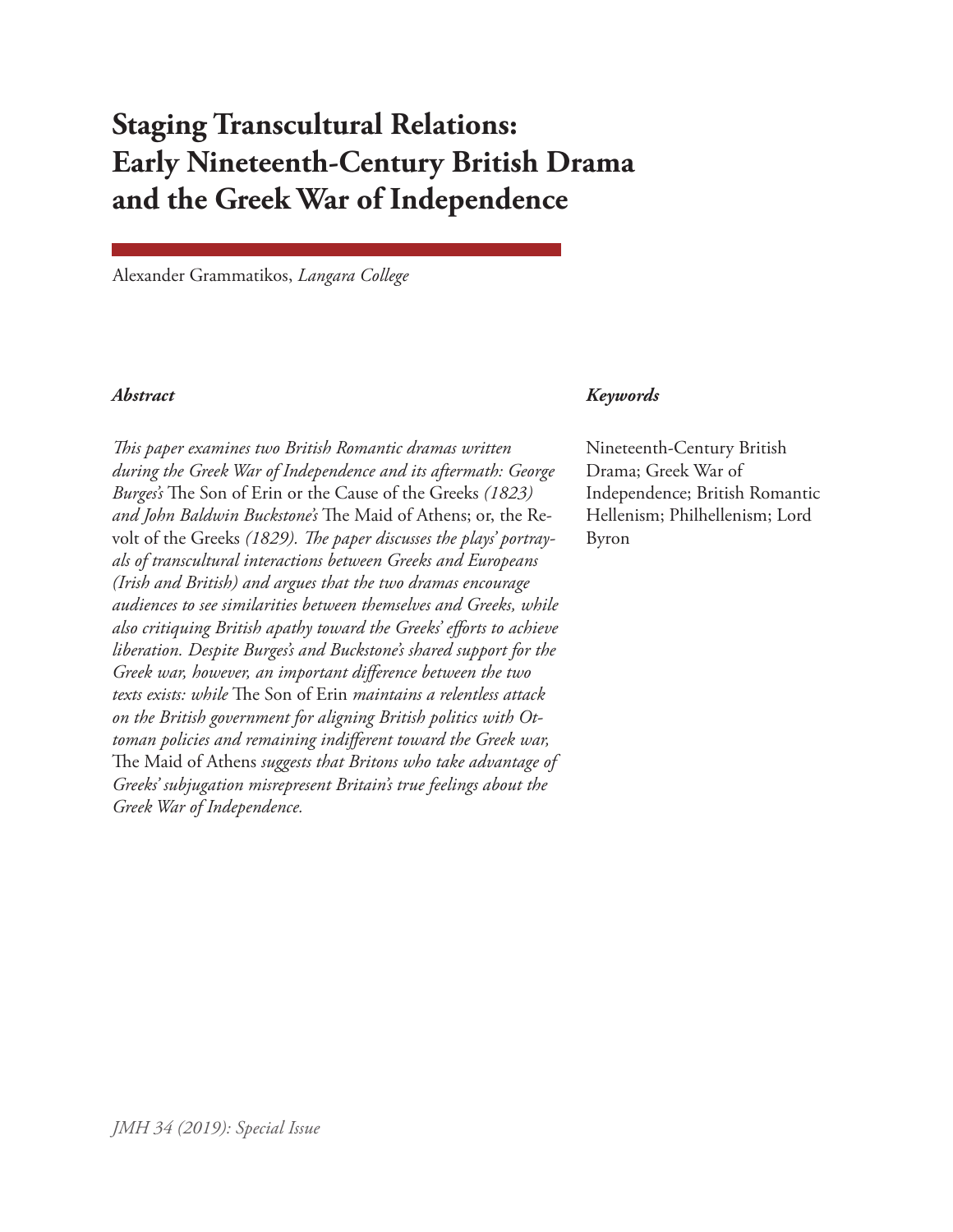# Staging Transcultural Relations: Early Nineteenth-Century British Drama and the Greek War of Independence

Alexander Grammatikos, *Langara College*

### *Abstract*

*This paper examines two British Romantic dramas written during the Greek War of Independence and its aftermath: George Burges's* The Son of Erin or the Cause of the Greeks *(1823) and John Baldwin Buckstone's* The Maid of Athens; or, the Revolt of the Greeks *(1829). The paper discusses the plays' portrayals of transcultural interactions between Greeks and Europeans (Irish and British) and argues that the two dramas encourage audiences to see similarities between themselves and Greeks, while also critiquing British apathy toward the Greeks' efforts to achieve liberation. Despite Burges's and Buckstone's shared support for the Greek war, however, an important difference between the two texts exists: while* The Son of Erin *maintains a relentless attack on the British government for aligning British politics with Ottoman policies and remaining indifferent toward the Greek war,* The Maid of Athens *suggests that Britons who take advantage of Greeks' subjugation misrepresent Britain's true feelings about the Greek War of Independence.*

### *Keywords*

Nineteenth-Century British Drama; Greek War of Independence; British Romantic Hellenism; Philhellenism; Lord Byron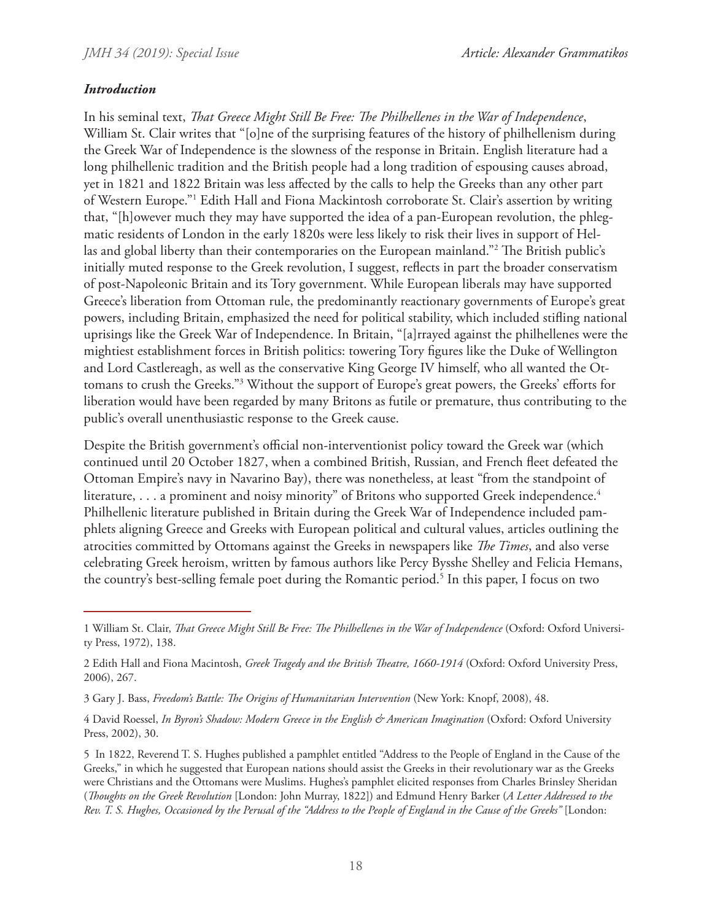### *Introduction*

In his seminal text, *That Greece Might Still Be Free: The Philhellenes in the War of Independence*, William St. Clair writes that "[o]ne of the surprising features of the history of philhellenism during the Greek War of Independence is the slowness of the response in Britain. English literature had a long philhellenic tradition and the British people had a long tradition of espousing causes abroad, yet in 1821 and 1822 Britain was less affected by the calls to help the Greeks than any other part of Western Europe."[1] Edith Hall and Fiona Mackintosh corroborate St. Clair's assertion by writing that, "[h]owever much they may have supported the idea of a pan-European revolution, the phlegmatic residents of London in the early 1820s were less likely to risk their lives in support of Hellas and global liberty than their contemporaries on the European mainland."[2] The British public's initially muted response to the Greek revolution, I suggest, reflects in part the broader conservatism of post-Napoleonic Britain and its Tory government. While European liberals may have supported Greece's liberation from Ottoman rule, the predominantly reactionary governments of Europe's great powers, including Britain, emphasized the need for political stability, which included stifling national uprisings like the Greek War of Independence. In Britain, "[a]rrayed against the philhellenes were the mightiest establishment forces in British politics: towering Tory figures like the Duke of Wellington and Lord Castlereagh, as well as the conservative King George IV himself, who all wanted the Ottomans to crush the Greeks."[3] Without the support of Europe's great powers, the Greeks' efforts for liberation would have been regarded by many Britons as futile or premature, thus contributing to the public's overall unenthusiastic response to the Greek cause.

Despite the British government's official non-interventionist policy toward the Greek war (which continued until 20 October 1827, when a combined British, Russian, and French fleet defeated the Ottoman Empire's navy in Navarino Bay), there was nonetheless, at least "from the standpoint of literature, . . . a prominent and noisy minority" of Britons who supported Greek independence.[4] Philhellenic literature published in Britain during the Greek War of Independence included pamphlets aligning Greece and Greeks with European political and cultural values, articles outlining the atrocities committed by Ottomans against the Greeks in newspapers like *The Times*, and also verse celebrating Greek heroism, written by famous authors like Percy Bysshe Shelley and Felicia Hemans, the country's best-selling female poet during the Romantic period.[5] In this paper, I focus on two

---

1 William St. Clair, *That Greece Might Still Be Free: The Philhellenes in the War of Independence* (Oxford: Oxford University Press, 1972), 138.

2 Edith Hall and Fiona Macintosh, *Greek Tragedy and the British Theatre, 1660-1914* (Oxford: Oxford University Press, 2006), 267.

3 Gary J. Bass, *Freedom's Battle: The Origins of Humanitarian Intervention* (New York: Knopf, 2008), 48.

4 David Roessel, *In Byron's Shadow: Modern Greece in the English & American Imagination* (Oxford: Oxford University Press, 2002), 30.

5 In 1822, Reverend T. S. Hughes published a pamphlet entitled "Address to the People of England in the Cause of the Greeks," in which he suggested that European nations should assist the Greeks in their revolutionary war as the Greeks were Christians and the Ottomans were Muslims. Hughes's pamphlet elicited responses from Charles Brinsley Sheridan (*Thoughts on the Greek Revolution* [London: John Murray, 1822]) and Edmund Henry Barker (*A Letter Addressed to the Rev. T. S. Hughes, Occasioned by the Perusal of the "Address to the People of England in the Cause of the Greeks"* [London: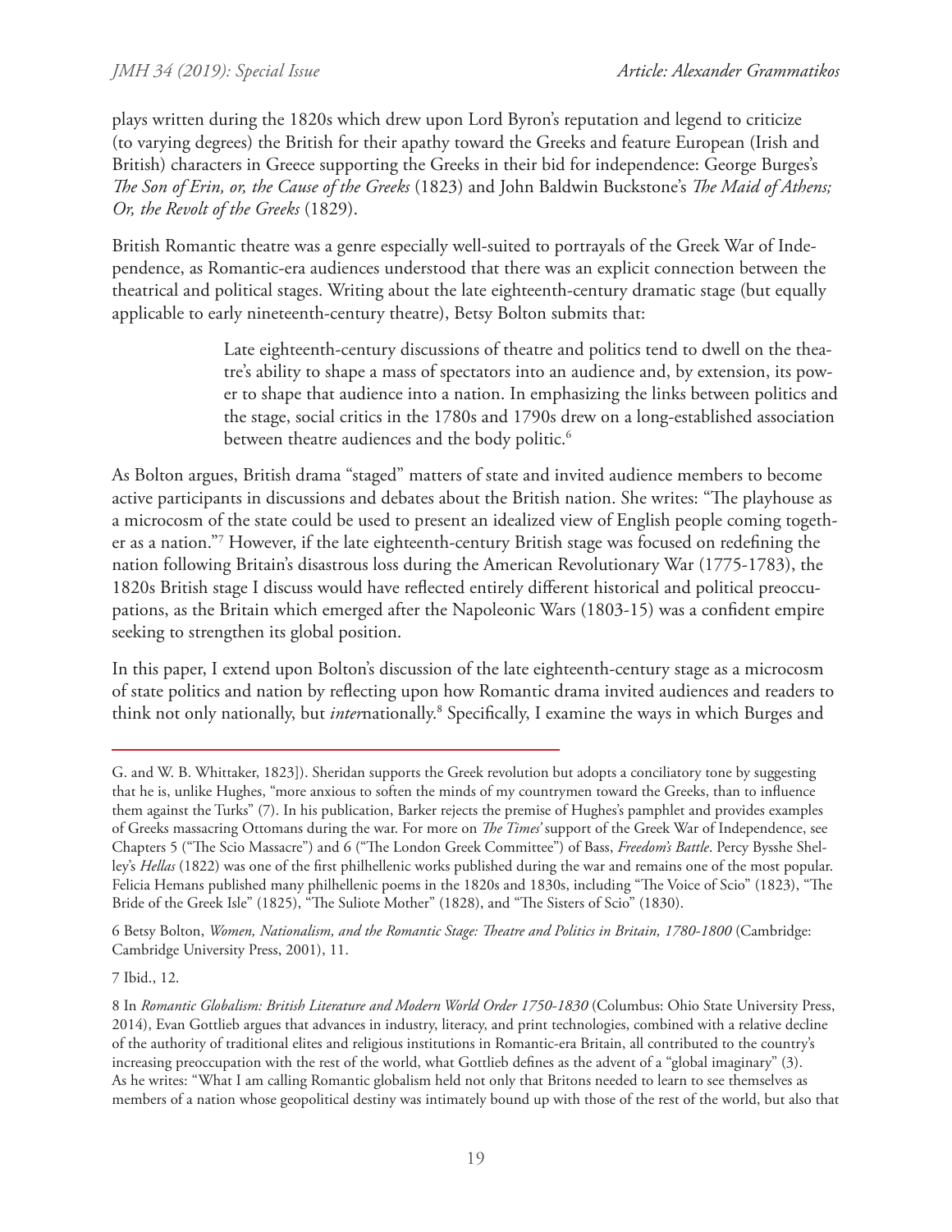plays written during the 1820s which drew upon Lord Byron's reputation and legend to criticize (to varying degrees) the British for their apathy toward the Greeks and feature European (Irish and British) characters in Greece supporting the Greeks in their bid for independence: George Burges's *The Son of Erin, or, the Cause of the Greeks* (1823) and John Baldwin Buckstone's *The Maid of Athens; Or, the Revolt of the Greeks* (1829).

British Romantic theatre was a genre especially well-suited to portrayals of the Greek War of Independence, as Romantic-era audiences understood that there was an explicit connection between the theatrical and political stages. Writing about the late eighteenth-century dramatic stage (but equally applicable to early nineteenth-century theatre), Betsy Bolton submits that:

> Late eighteenth-century discussions of theatre and politics tend to dwell on the theatre's ability to shape a mass of spectators into an audience and, by extension, its power to shape that audience into a nation. In emphasizing the links between politics and the stage, social critics in the 1780s and 1790s drew on a long-established association between theatre audiences and the body politic.[6]

As Bolton argues, British drama "staged" matters of state and invited audience members to become active participants in discussions and debates about the British nation. She writes: "The playhouse as a microcosm of the state could be used to present an idealized view of English people coming together as a nation."[7] However, if the late eighteenth-century British stage was focused on redefining the nation following Britain's disastrous loss during the American Revolutionary War (1775-1783), the 1820s British stage I discuss would have reflected entirely different historical and political preoccupations, as the Britain which emerged after the Napoleonic Wars (1803-15) was a confident empire seeking to strengthen its global position.

In this paper, I extend upon Bolton's discussion of the late eighteenth-century stage as a microcosm of state politics and nation by reflecting upon how Romantic drama invited audiences and readers to think not only nationally, but *inter*nationally.[8] Specifically, I examine the ways in which Burges and

---

G. and W. B. Whittaker, 1823]). Sheridan supports the Greek revolution but adopts a conciliatory tone by suggesting that he is, unlike Hughes, "more anxious to soften the minds of my countrymen toward the Greeks, than to influence them against the Turks" (7). In his publication, Barker rejects the premise of Hughes's pamphlet and provides examples of Greeks massacring Ottomans during the war. For more on *The Times'* support of the Greek War of Independence, see Chapters 5 ("The Scio Massacre") and 6 ("The London Greek Committee") of Bass, *Freedom's Battle*. Percy Bysshe Shelley's *Hellas* (1822) was one of the first philhellenic works published during the war and remains one of the most popular. Felicia Hemans published many philhellenic poems in the 1820s and 1830s, including "The Voice of Scio" (1823), "The Bride of the Greek Isle" (1825), "The Suliote Mother" (1828), and "The Sisters of Scio" (1830).

6 Betsy Bolton, *Women, Nationalism, and the Romantic Stage: Theatre and Politics in Britain, 1780-1800* (Cambridge: Cambridge University Press, 2001), 11.

7 Ibid., 12.

8 In *Romantic Globalism: British Literature and Modern World Order 1750-1830* (Columbus: Ohio State University Press, 2014), Evan Gottlieb argues that advances in industry, literacy, and print technologies, combined with a relative decline of the authority of traditional elites and religious institutions in Romantic-era Britain, all contributed to the country's increasing preoccupation with the rest of the world, what Gottlieb defines as the advent of a "global imaginary" (3). As he writes: "What I am calling Romantic globalism held not only that Britons needed to learn to see themselves as members of a nation whose geopolitical destiny was intimately bound up with those of the rest of the world, but also that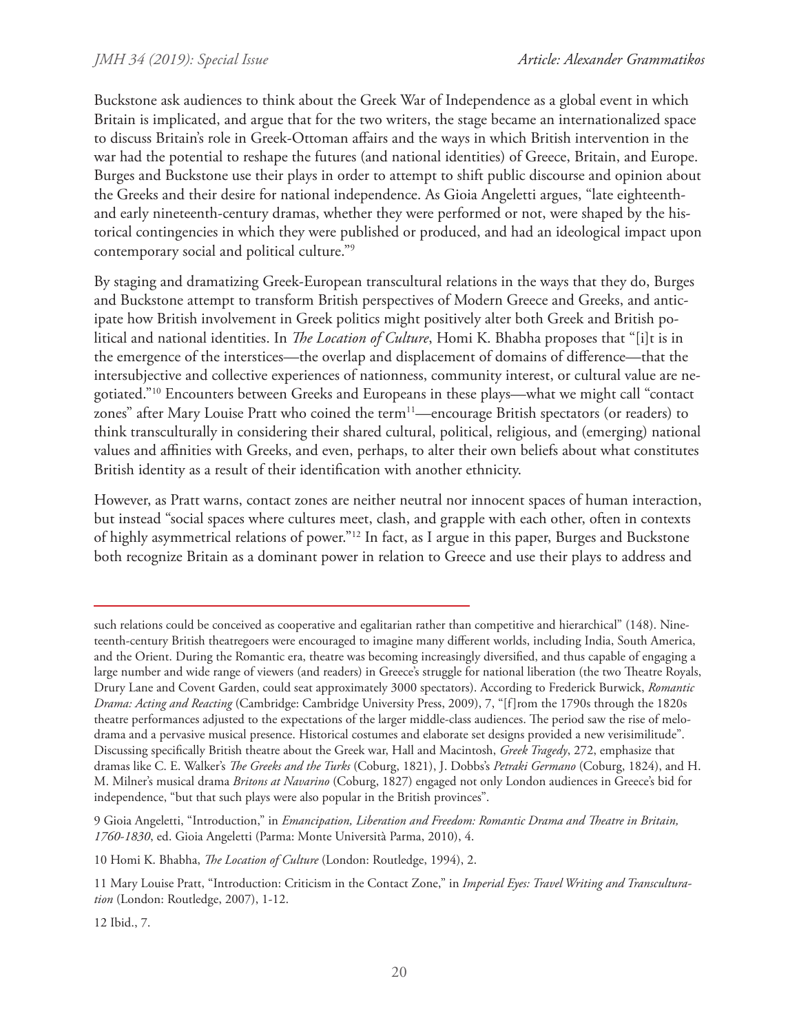Buckstone ask audiences to think about the Greek War of Independence as a global event in which Britain is implicated, and argue that for the two writers, the stage became an internationalized space to discuss Britain's role in Greek-Ottoman affairs and the ways in which British intervention in the war had the potential to reshape the futures (and national identities) of Greece, Britain, and Europe. Burges and Buckstone use their plays in order to attempt to shift public discourse and opinion about the Greeks and their desire for national independence. As Gioia Angeletti argues, "late eighteenth- and early nineteenth-century dramas, whether they were performed or not, were shaped by the historical contingencies in which they were published or produced, and had an ideological impact upon contemporary social and political culture."[9]

By staging and dramatizing Greek-European transcultural relations in the ways that they do, Burges and Buckstone attempt to transform British perspectives of Modern Greece and Greeks, and anticipate how British involvement in Greek politics might positively alter both Greek and British political and national identities. In *The Location of Culture*, Homi K. Bhabha proposes that "[i]t is in the emergence of the interstices—the overlap and displacement of domains of difference—that the intersubjective and collective experiences of nationness, community interest, or cultural value are negotiated."[10] Encounters between Greeks and Europeans in these plays—what we might call "contact zones" after Mary Louise Pratt who coined the term[11]—encourage British spectators (or readers) to think transculturally in considering their shared cultural, political, religious, and (emerging) national values and affinities with Greeks, and even, perhaps, to alter their own beliefs about what constitutes British identity as a result of their identification with another ethnicity.

However, as Pratt warns, contact zones are neither neutral nor innocent spaces of human interaction, but instead "social spaces where cultures meet, clash, and grapple with each other, often in contexts of highly asymmetrical relations of power."[12] In fact, as I argue in this paper, Burges and Buckstone both recognize Britain as a dominant power in relation to Greece and use their plays to address and

---

such relations could be conceived as cooperative and egalitarian rather than competitive and hierarchical" (148). Nineteenth-century British theatregoers were encouraged to imagine many different worlds, including India, South America, and the Orient. During the Romantic era, theatre was becoming increasingly diversified, and thus capable of engaging a large number and wide range of viewers (and readers) in Greece's struggle for national liberation (the two Theatre Royals, Drury Lane and Covent Garden, could seat approximately 3000 spectators). According to Frederick Burwick, *Romantic Drama: Acting and Reacting* (Cambridge: Cambridge University Press, 2009), 7, "[f]rom the 1790s through the 1820s theatre performances adjusted to the expectations of the larger middle-class audiences. The period saw the rise of melodrama and a pervasive musical presence. Historical costumes and elaborate set designs provided a new verisimilitude". Discussing specifically British theatre about the Greek war, Hall and Macintosh, *Greek Tragedy*, 272, emphasize that dramas like C. E. Walker's *The Greeks and the Turks* (Coburg, 1821), J. Dobbs's *Petraki Germano* (Coburg, 1824), and H. M. Milner's musical drama *Britons at Navarino* (Coburg, 1827) engaged not only London audiences in Greece's bid for independence, "but that such plays were also popular in the British provinces".

9 Gioia Angeletti, "Introduction," in *Emancipation, Liberation and Freedom: Romantic Drama and Theatre in Britain, 1760-1830*, ed. Gioia Angeletti (Parma: Monte Università Parma, 2010), 4.

10 Homi K. Bhabha, *The Location of Culture* (London: Routledge, 1994), 2.

11 Mary Louise Pratt, "Introduction: Criticism in the Contact Zone," in *Imperial Eyes: Travel Writing and Transculturation* (London: Routledge, 2007), 1-12.

12 Ibid., 7.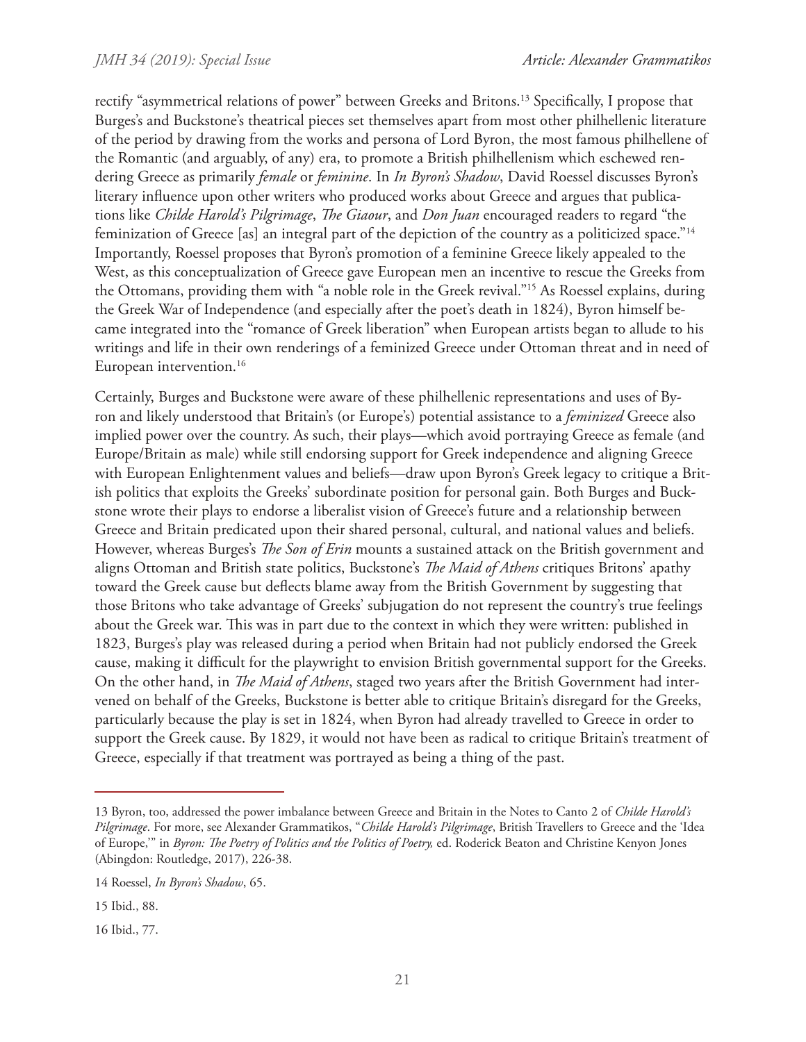rectify "asymmetrical relations of power" between Greeks and Britons.[13] Specifically, I propose that Burges's and Buckstone's theatrical pieces set themselves apart from most other philhellenic literature of the period by drawing from the works and persona of Lord Byron, the most famous philhellene of the Romantic (and arguably, of any) era, to promote a British philhellenism which eschewed rendering Greece as primarily *female* or *feminine*. In *In Byron's Shadow*, David Roessel discusses Byron's literary influence upon other writers who produced works about Greece and argues that publications like *Childe Harold's Pilgrimage*, *The Giaour*, and *Don Juan* encouraged readers to regard "the feminization of Greece [as] an integral part of the depiction of the country as a politicized space."[14] Importantly, Roessel proposes that Byron's promotion of a feminine Greece likely appealed to the West, as this conceptualization of Greece gave European men an incentive to rescue the Greeks from the Ottomans, providing them with "a noble role in the Greek revival."[15] As Roessel explains, during the Greek War of Independence (and especially after the poet's death in 1824), Byron himself became integrated into the "romance of Greek liberation" when European artists began to allude to his writings and life in their own renderings of a feminized Greece under Ottoman threat and in need of European intervention.[16]

Certainly, Burges and Buckstone were aware of these philhellenic representations and uses of Byron and likely understood that Britain's (or Europe's) potential assistance to a *feminized* Greece also implied power over the country. As such, their plays—which avoid portraying Greece as female (and Europe/Britain as male) while still endorsing support for Greek independence and aligning Greece with European Enlightenment values and beliefs—draw upon Byron's Greek legacy to critique a British politics that exploits the Greeks' subordinate position for personal gain. Both Burges and Buckstone wrote their plays to endorse a liberalist vision of Greece's future and a relationship between Greece and Britain predicated upon their shared personal, cultural, and national values and beliefs. However, whereas Burges's *The Son of Erin* mounts a sustained attack on the British government and aligns Ottoman and British state politics, Buckstone's *The Maid of Athens* critiques Britons' apathy toward the Greek cause but deflects blame away from the British Government by suggesting that those Britons who take advantage of Greeks' subjugation do not represent the country's true feelings about the Greek war. This was in part due to the context in which they were written: published in 1823, Burges's play was released during a period when Britain had not publicly endorsed the Greek cause, making it difficult for the playwright to envision British governmental support for the Greeks. On the other hand, in *The Maid of Athens*, staged two years after the British Government had intervened on behalf of the Greeks, Buckstone is better able to critique Britain's disregard for the Greeks, particularly because the play is set in 1824, when Byron had already travelled to Greece in order to support the Greek cause. By 1829, it would not have been as radical to critique Britain's treatment of Greece, especially if that treatment was portrayed as being a thing of the past.

---

13 Byron, too, addressed the power imbalance between Greece and Britain in the Notes to Canto 2 of *Childe Harold's Pilgrimage*. For more, see Alexander Grammatikos, "*Childe Harold's Pilgrimage*, British Travellers to Greece and the 'Idea of Europe,'" in *Byron: The Poetry of Politics and the Politics of Poetry,* ed. Roderick Beaton and Christine Kenyon Jones (Abingdon: Routledge, 2017), 226-38.

14 Roessel, *In Byron's Shadow*, 65.

15 Ibid., 88.

16 Ibid., 77.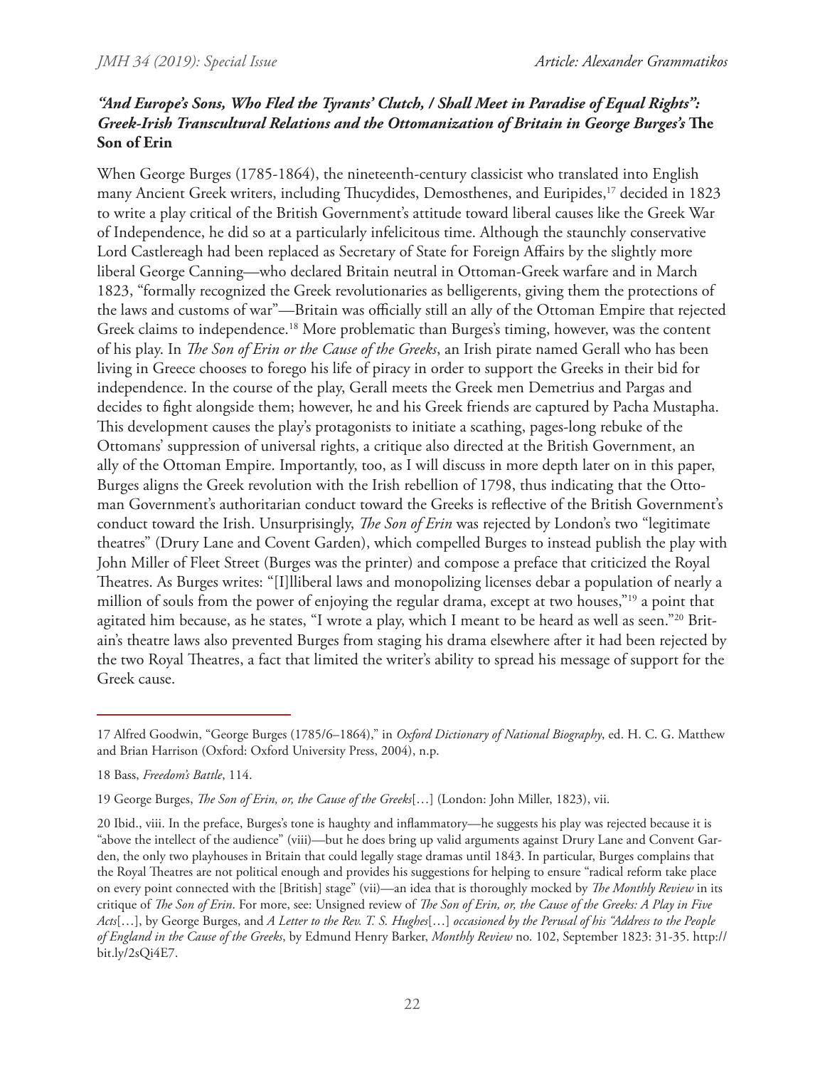### *"And Europe's Sons, Who Fled the Tyrants' Clutch, / Shall Meet in Paradise of Equal Rights": Greek-Irish Transcultural Relations and the Ottomanization of Britain in George Burges's* **The Son of Erin**

When George Burges (1785-1864), the nineteenth-century classicist who translated into English many Ancient Greek writers, including Thucydides, Demosthenes, and Euripides,[17] decided in 1823 to write a play critical of the British Government's attitude toward liberal causes like the Greek War of Independence, he did so at a particularly infelicitous time. Although the staunchly conservative Lord Castlereagh had been replaced as Secretary of State for Foreign Affairs by the slightly more liberal George Canning—who declared Britain neutral in Ottoman-Greek warfare and in March 1823, "formally recognized the Greek revolutionaries as belligerents, giving them the protections of the laws and customs of war"—Britain was officially still an ally of the Ottoman Empire that rejected Greek claims to independence.[18] More problematic than Burges's timing, however, was the content of his play. In *The Son of Erin or the Cause of the Greeks*, an Irish pirate named Gerall who has been living in Greece chooses to forego his life of piracy in order to support the Greeks in their bid for independence. In the course of the play, Gerall meets the Greek men Demetrius and Pargas and decides to fight alongside them; however, he and his Greek friends are captured by Pacha Mustapha. This development causes the play's protagonists to initiate a scathing, pages-long rebuke of the Ottomans' suppression of universal rights, a critique also directed at the British Government, an ally of the Ottoman Empire. Importantly, too, as I will discuss in more depth later on in this paper, Burges aligns the Greek revolution with the Irish rebellion of 1798, thus indicating that the Ottoman Government's authoritarian conduct toward the Greeks is reflective of the British Government's conduct toward the Irish. Unsurprisingly, *The Son of Erin* was rejected by London's two "legitimate theatres" (Drury Lane and Covent Garden), which compelled Burges to instead publish the play with John Miller of Fleet Street (Burges was the printer) and compose a preface that criticized the Royal Theatres. As Burges writes: "[I]lliberal laws and monopolizing licenses debar a population of nearly a million of souls from the power of enjoying the regular drama, except at two houses,"[19] a point that agitated him because, as he states, "I wrote a play, which I meant to be heard as well as seen."[20] Britain's theatre laws also prevented Burges from staging his drama elsewhere after it had been rejected by the two Royal Theatres, a fact that limited the writer's ability to spread his message of support for the Greek cause.

---

17 Alfred Goodwin, "George Burges (1785/6–1864)," in *Oxford Dictionary of National Biography*, ed. H. C. G. Matthew and Brian Harrison (Oxford: Oxford University Press, 2004), n.p.

18 Bass, *Freedom's Battle*, 114.

19 George Burges, *The Son of Erin, or, the Cause of the Greeks*[…] (London: John Miller, 1823), vii.

20 Ibid., viii. In the preface, Burges's tone is haughty and inflammatory—he suggests his play was rejected because it is "above the intellect of the audience" (viii)—but he does bring up valid arguments against Drury Lane and Covent Garden, the only two playhouses in Britain that could legally stage dramas until 1843. In particular, Burges complains that the Royal Theatres are not political enough and provides his suggestions for helping to ensure "radical reform take place on every point connected with the [British] stage" (vii)—an idea that is thoroughly mocked by *The Monthly Review* in its critique of *The Son of Erin*. For more, see: Unsigned review of *The Son of Erin, or, the Cause of the Greeks: A Play in Five Acts*[…], by George Burges, and *A Letter to the Rev. T. S. Hughes*[…] *occasioned by the Perusal of his "Address to the People of England in the Cause of the Greeks*, by Edmund Henry Barker, *Monthly Review* no. 102, September 1823: 31-35. http://bit.ly/2sQi4E7.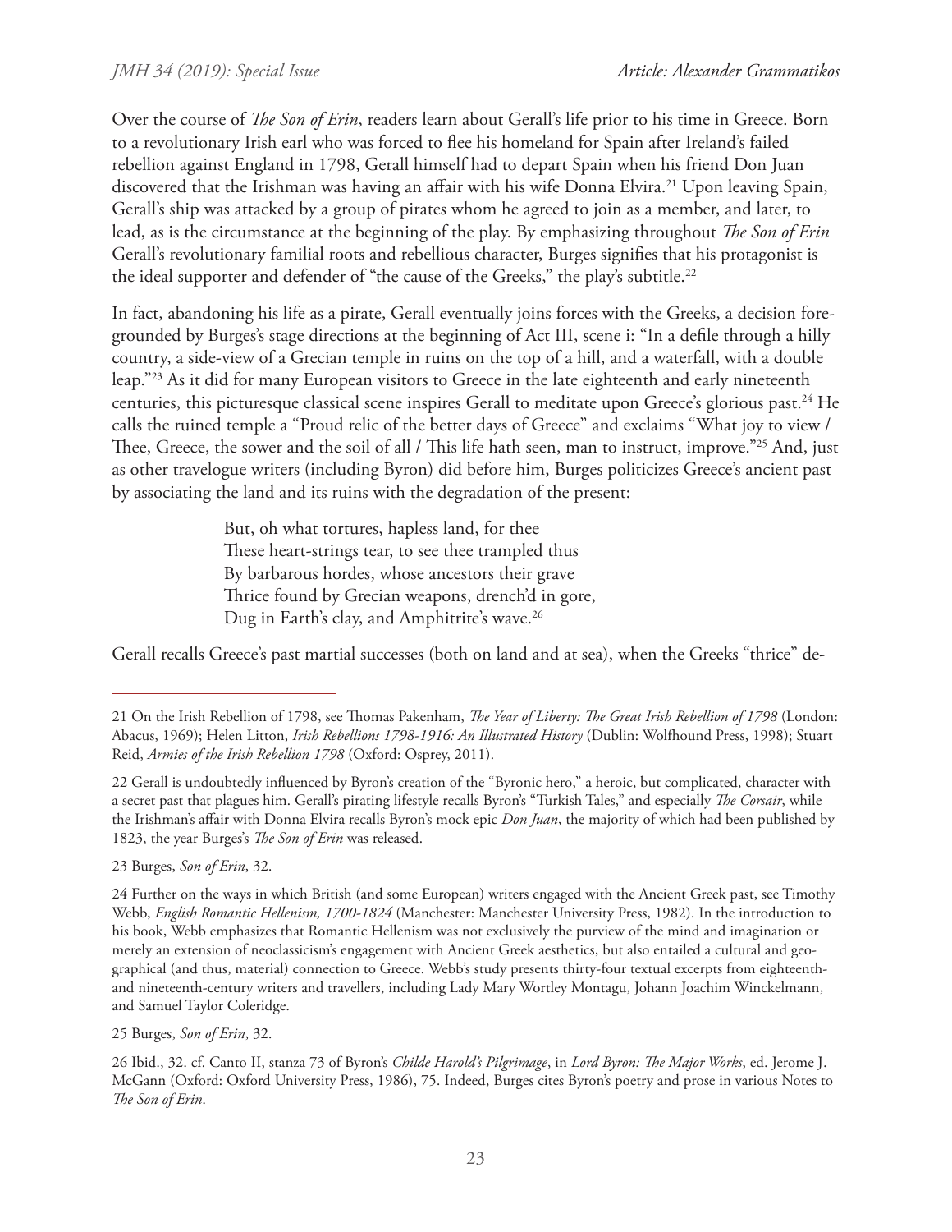Over the course of *The Son of Erin*, readers learn about Gerall's life prior to his time in Greece. Born to a revolutionary Irish earl who was forced to flee his homeland for Spain after Ireland's failed rebellion against England in 1798, Gerall himself had to depart Spain when his friend Don Juan discovered that the Irishman was having an affair with his wife Donna Elvira.[21] Upon leaving Spain, Gerall's ship was attacked by a group of pirates whom he agreed to join as a member, and later, to lead, as is the circumstance at the beginning of the play. By emphasizing throughout *The Son of Erin* Gerall's revolutionary familial roots and rebellious character, Burges signifies that his protagonist is the ideal supporter and defender of "the cause of the Greeks," the play's subtitle.[22]

In fact, abandoning his life as a pirate, Gerall eventually joins forces with the Greeks, a decision foregrounded by Burges's stage directions at the beginning of Act III, scene i: "In a defile through a hilly country, a side-view of a Grecian temple in ruins on the top of a hill, and a waterfall, with a double leap."[23] As it did for many European visitors to Greece in the late eighteenth and early nineteenth centuries, this picturesque classical scene inspires Gerall to meditate upon Greece's glorious past.[24] He calls the ruined temple a "Proud relic of the better days of Greece" and exclaims "What joy to view / Thee, Greece, the sower and the soil of all / This life hath seen, man to instruct, improve."[25] And, just as other travelogue writers (including Byron) did before him, Burges politicizes Greece's ancient past by associating the land and its ruins with the degradation of the present:

> But, oh what tortures, hapless land, for thee
> These heart-strings tear, to see thee trampled thus
> By barbarous hordes, whose ancestors their grave
> Thrice found by Grecian weapons, drench'd in gore,
> Dug in Earth's clay, and Amphitrite's wave.[26]

Gerall recalls Greece's past martial successes (both on land and at sea), when the Greeks "thrice" de-

---

21 On the Irish Rebellion of 1798, see Thomas Pakenham, *The Year of Liberty: The Great Irish Rebellion of 1798* (London: Abacus, 1969); Helen Litton, *Irish Rebellions 1798-1916: An Illustrated History* (Dublin: Wolfhound Press, 1998); Stuart Reid, *Armies of the Irish Rebellion 1798* (Oxford: Osprey, 2011).

22 Gerall is undoubtedly influenced by Byron's creation of the "Byronic hero," a heroic, but complicated, character with a secret past that plagues him. Gerall's pirating lifestyle recalls Byron's "Turkish Tales," and especially *The Corsair*, while the Irishman's affair with Donna Elvira recalls Byron's mock epic *Don Juan*, the majority of which had been published by 1823, the year Burges's *The Son of Erin* was released.

23 Burges, *Son of Erin*, 32.

24 Further on the ways in which British (and some European) writers engaged with the Ancient Greek past, see Timothy Webb, *English Romantic Hellenism, 1700-1824* (Manchester: Manchester University Press, 1982). In the introduction to his book, Webb emphasizes that Romantic Hellenism was not exclusively the purview of the mind and imagination or merely an extension of neoclassicism's engagement with Ancient Greek aesthetics, but also entailed a cultural and geographical (and thus, material) connection to Greece. Webb's study presents thirty-four textual excerpts from eighteenth- and nineteenth-century writers and travellers, including Lady Mary Wortley Montagu, Johann Joachim Winckelmann, and Samuel Taylor Coleridge.

25 Burges, *Son of Erin*, 32.

26 Ibid., 32. cf. Canto II, stanza 73 of Byron's *Childe Harold's Pilgrimage*, in *Lord Byron: The Major Works*, ed. Jerome J. McGann (Oxford: Oxford University Press, 1986), 75. Indeed, Burges cites Byron's poetry and prose in various Notes to *The Son of Erin*.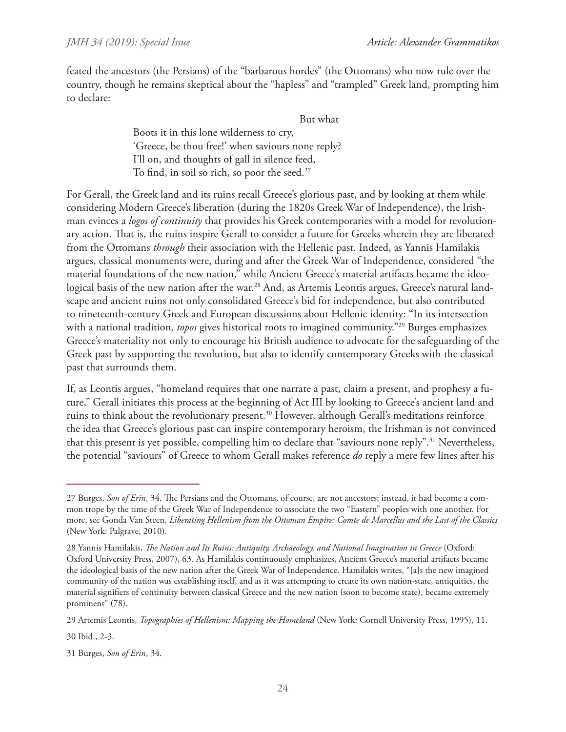feated the ancestors (the Persians) of the "barbarous hordes" (the Ottomans) who now rule over the country, though he remains skeptical about the "hapless" and "trampled" Greek land, prompting him to declare:

> But what  
> Boots it in this lone wilderness to cry,  
> 'Greece, be thou free!' when saviours none reply?  
> I'll on, and thoughts of gall in silence feed,  
> To find, in soil so rich, so poor the seed.[27]

For Gerall, the Greek land and its ruins recall Greece's glorious past, and by looking at them while considering Modern Greece's liberation (during the 1820s Greek War of Independence), the Irishman evinces a *logos of continuity* that provides his Greek contemporaries with a model for revolutionary action. That is, the ruins inspire Gerall to consider a future for Greeks wherein they are liberated from the Ottomans *through* their association with the Hellenic past. Indeed, as Yannis Hamilakis argues, classical monuments were, during and after the Greek War of Independence, considered "the material foundations of the new nation," while Ancient Greece's material artifacts became the ideological basis of the new nation after the war.[28] And, as Artemis Leontis argues, Greece's natural landscape and ancient ruins not only consolidated Greece's bid for independence, but also contributed to nineteenth-century Greek and European discussions about Hellenic identity: "In its intersection with a national tradition, *topos* gives historical roots to imagined community."[29] Burges emphasizes Greece's materiality not only to encourage his British audience to advocate for the safeguarding of the Greek past by supporting the revolution, but also to identify contemporary Greeks with the classical past that surrounds them.

If, as Leontis argues, "homeland requires that one narrate a past, claim a present, and prophesy a future," Gerall initiates this process at the beginning of Act III by looking to Greece's ancient land and ruins to think about the revolutionary present.[30] However, although Gerall's meditations reinforce the idea that Greece's glorious past can inspire contemporary heroism, the Irishman is not convinced that this present is yet possible, compelling him to declare that "saviours none reply".[31] Nevertheless, the potential "saviours" of Greece to whom Gerall makes reference *do* reply a mere few lines after his

---

27 Burges, *Son of Erin*, 34. The Persians and the Ottomans, of course, are not ancestors; instead, it had become a common trope by the time of the Greek War of Independence to associate the two "Eastern" peoples with one another. For more, see Gonda Van Steen, *Liberating Hellenism from the Ottoman Empire: Comte de Marcellus and the Last of the Classics* (New York: Palgrave, 2010).

28 Yannis Hamilakis, *The Nation and Its Ruins: Antiquity, Archaeology, and National Imagination in Greece* (Oxford: Oxford University Press, 2007), 63. As Hamilakis continuously emphasizes, Ancient Greece's material artifacts became the ideological basis of the new nation after the Greek War of Independence. Hamilakis writes, "[a]s the new imagined community of the nation was establishing itself, and as it was attempting to create its own nation-state, antiquities, the material signifiers of continuity between classical Greece and the new nation (soon to become state), became extremely prominent" (78).

29 Artemis Leontis, *Topographies of Hellenism: Mapping the Homeland* (New York: Cornell University Press, 1995), 11.

30 Ibid., 2-3.

31 Burges, *Son of Erin*, 34.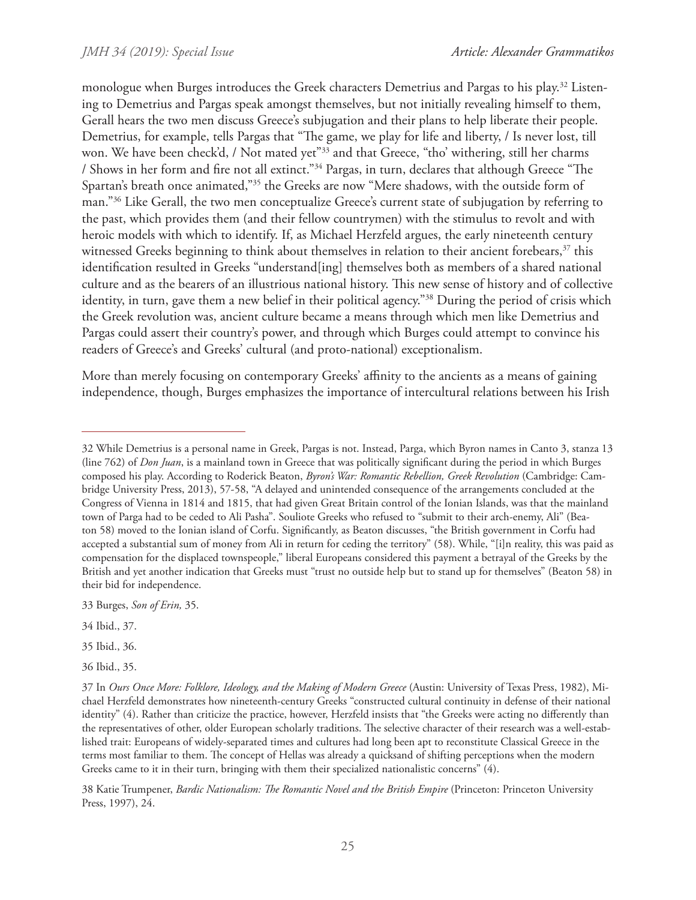monologue when Burges introduces the Greek characters Demetrius and Pargas to his play.[32] Listening to Demetrius and Pargas speak amongst themselves, but not initially revealing himself to them, Gerall hears the two men discuss Greece's subjugation and their plans to help liberate their people. Demetrius, for example, tells Pargas that "The game, we play for life and liberty, / Is never lost, till won. We have been check'd, / Not mated yet"[33] and that Greece, "tho' withering, still her charms / Shows in her form and fire not all extinct."[34] Pargas, in turn, declares that although Greece "The Spartan's breath once animated,"[35] the Greeks are now "Mere shadows, with the outside form of man."[36] Like Gerall, the two men conceptualize Greece's current state of subjugation by referring to the past, which provides them (and their fellow countrymen) with the stimulus to revolt and with heroic models with which to identify. If, as Michael Herzfeld argues, the early nineteenth century witnessed Greeks beginning to think about themselves in relation to their ancient forebears,[37] this identification resulted in Greeks "understand[ing] themselves both as members of a shared national culture and as the bearers of an illustrious national history. This new sense of history and of collective identity, in turn, gave them a new belief in their political agency."[38] During the period of crisis which the Greek revolution was, ancient culture became a means through which men like Demetrius and Pargas could assert their country's power, and through which Burges could attempt to convince his readers of Greece's and Greeks' cultural (and proto-national) exceptionalism.

More than merely focusing on contemporary Greeks' affinity to the ancients as a means of gaining independence, though, Burges emphasizes the importance of intercultural relations between his Irish

---

32 While Demetrius is a personal name in Greek, Pargas is not. Instead, Parga, which Byron names in Canto 3, stanza 13 (line 762) of *Don Juan*, is a mainland town in Greece that was politically significant during the period in which Burges composed his play. According to Roderick Beaton, *Byron's War: Romantic Rebellion, Greek Revolution* (Cambridge: Cambridge University Press, 2013), 57-58, "A delayed and unintended consequence of the arrangements concluded at the Congress of Vienna in 1814 and 1815, that had given Great Britain control of the Ionian Islands, was that the mainland town of Parga had to be ceded to Ali Pasha". Souliote Greeks who refused to "submit to their arch-enemy, Ali" (Beaton 58) moved to the Ionian island of Corfu. Significantly, as Beaton discusses, "the British government in Corfu had accepted a substantial sum of money from Ali in return for ceding the territory" (58). While, "[i]n reality, this was paid as compensation for the displaced townspeople," liberal Europeans considered this payment a betrayal of the Greeks by the British and yet another indication that Greeks must "trust no outside help but to stand up for themselves" (Beaton 58) in their bid for independence.

33 Burges, *Son of Erin,* 35.

34 Ibid., 37.

35 Ibid., 36.

36 Ibid., 35.

37 In *Ours Once More: Folklore, Ideology, and the Making of Modern Greece* (Austin: University of Texas Press, 1982), Michael Herzfeld demonstrates how nineteenth-century Greeks "constructed cultural continuity in defense of their national identity" (4). Rather than criticize the practice, however, Herzfeld insists that "the Greeks were acting no differently than the representatives of other, older European scholarly traditions. The selective character of their research was a well-established trait: Europeans of widely-separated times and cultures had long been apt to reconstitute Classical Greece in the terms most familiar to them. The concept of Hellas was already a quicksand of shifting perceptions when the modern Greeks came to it in their turn, bringing with them their specialized nationalistic concerns" (4).

38 Katie Trumpener, *Bardic Nationalism: The Romantic Novel and the British Empire* (Princeton: Princeton University Press, 1997), 24.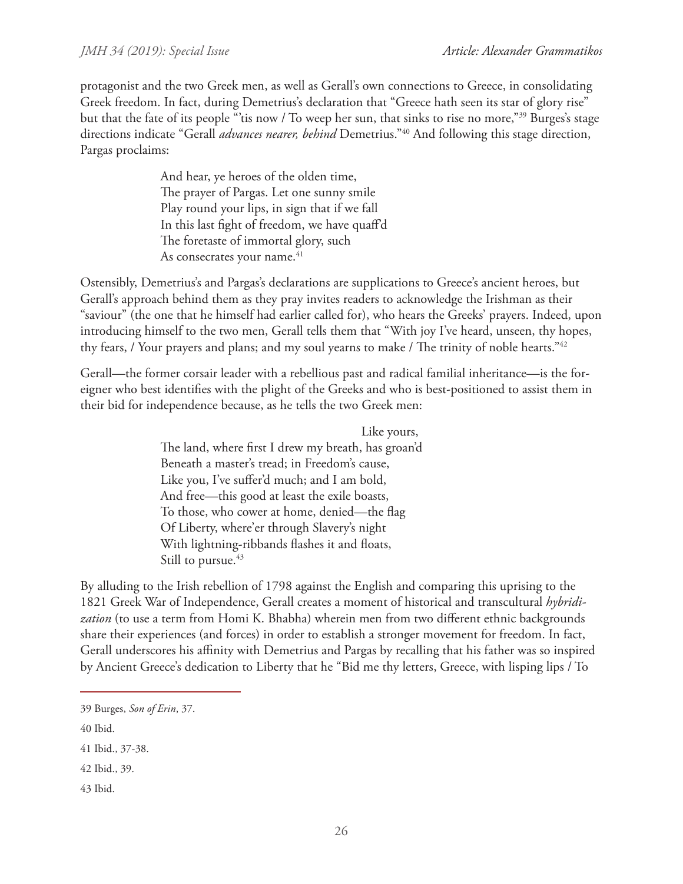protagonist and the two Greek men, as well as Gerall's own connections to Greece, in consolidating Greek freedom. In fact, during Demetrius's declaration that "Greece hath seen its star of glory rise" but that the fate of its people "'tis now / To weep her sun, that sinks to rise no more,"[39] Burges's stage directions indicate "Gerall *advances nearer, behind* Demetrius."[40] And following this stage direction, Pargas proclaims:

> And hear, ye heroes of the olden time,
> The prayer of Pargas. Let one sunny smile
> Play round your lips, in sign that if we fall
> In this last fight of freedom, we have quaff'd
> The foretaste of immortal glory, such
> As consecrates your name.[41]

Ostensibly, Demetrius's and Pargas's declarations are supplications to Greece's ancient heroes, but Gerall's approach behind them as they pray invites readers to acknowledge the Irishman as their "saviour" (the one that he himself had earlier called for), who hears the Greeks' prayers. Indeed, upon introducing himself to the two men, Gerall tells them that "With joy I've heard, unseen, thy hopes, thy fears, / Your prayers and plans; and my soul yearns to make / The trinity of noble hearts."[42]

Gerall—the former corsair leader with a rebellious past and radical familial inheritance—is the foreigner who best identifies with the plight of the Greeks and who is best-positioned to assist them in their bid for independence because, as he tells the two Greek men:

> Like yours,
> The land, where first I drew my breath, has groan'd
> Beneath a master's tread; in Freedom's cause,
> Like you, I've suffer'd much; and I am bold,
> And free—this good at least the exile boasts,
> To those, who cower at home, denied—the flag
> Of Liberty, where'er through Slavery's night
> With lightning-ribbands flashes it and floats,
> Still to pursue.[43]

By alluding to the Irish rebellion of 1798 against the English and comparing this uprising to the 1821 Greek War of Independence, Gerall creates a moment of historical and transcultural *hybridization* (to use a term from Homi K. Bhabha) wherein men from two different ethnic backgrounds share their experiences (and forces) in order to establish a stronger movement for freedom. In fact, Gerall underscores his affinity with Demetrius and Pargas by recalling that his father was so inspired by Ancient Greece's dedication to Liberty that he "Bid me thy letters, Greece, with lisping lips / To

---

39 Burges, *Son of Erin*, 37.

40 Ibid.

41 Ibid., 37-38.

42 Ibid., 39.

43 Ibid.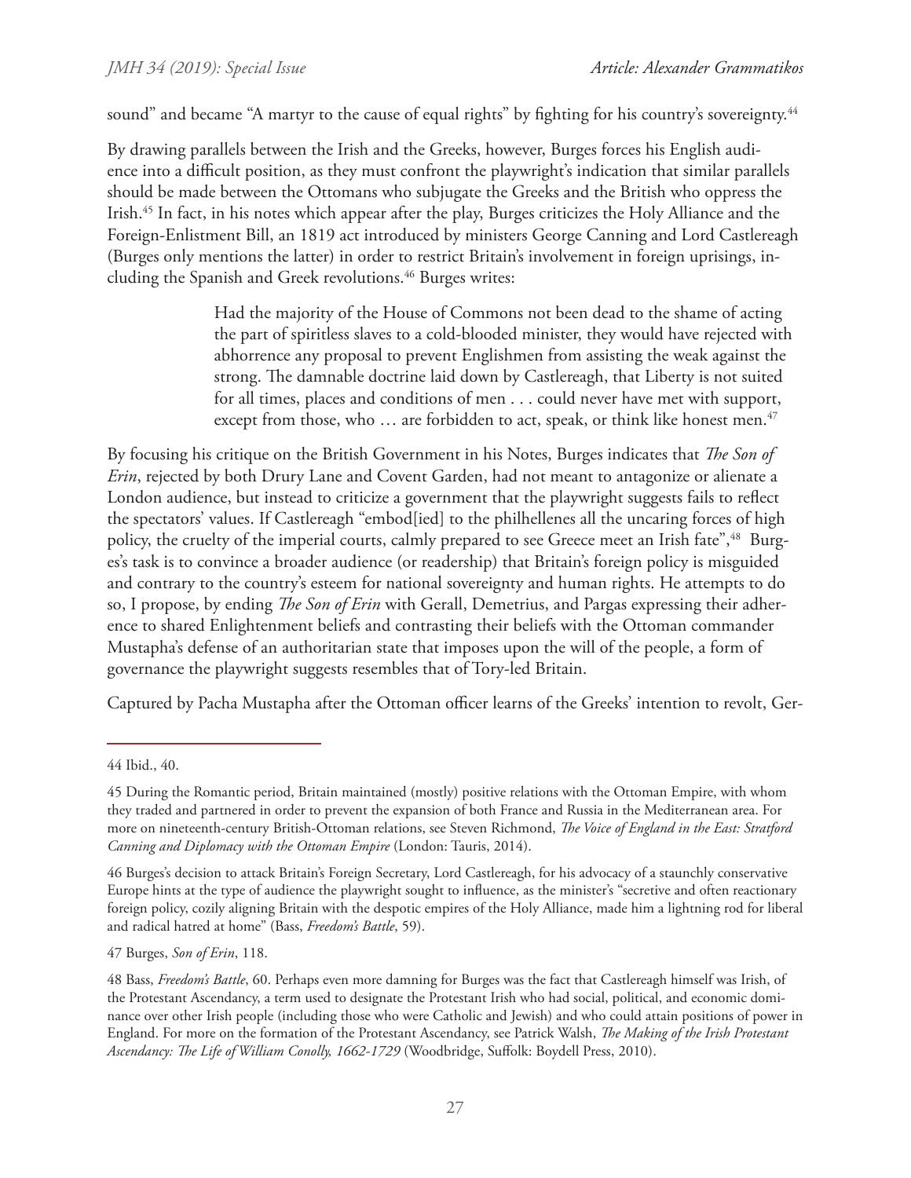sound" and became "A martyr to the cause of equal rights" by fighting for his country's sovereignty.[44]

By drawing parallels between the Irish and the Greeks, however, Burges forces his English audience into a difficult position, as they must confront the playwright's indication that similar parallels should be made between the Ottomans who subjugate the Greeks and the British who oppress the Irish.[45] In fact, in his notes which appear after the play, Burges criticizes the Holy Alliance and the Foreign-Enlistment Bill, an 1819 act introduced by ministers George Canning and Lord Castlereagh (Burges only mentions the latter) in order to restrict Britain's involvement in foreign uprisings, including the Spanish and Greek revolutions.[46] Burges writes:

> Had the majority of the House of Commons not been dead to the shame of acting the part of spiritless slaves to a cold-blooded minister, they would have rejected with abhorrence any proposal to prevent Englishmen from assisting the weak against the strong. The damnable doctrine laid down by Castlereagh, that Liberty is not suited for all times, places and conditions of men . . . could never have met with support, except from those, who … are forbidden to act, speak, or think like honest men.[47]

By focusing his critique on the British Government in his Notes, Burges indicates that *The Son of Erin*, rejected by both Drury Lane and Covent Garden, had not meant to antagonize or alienate a London audience, but instead to criticize a government that the playwright suggests fails to reflect the spectators' values. If Castlereagh "embod[ied] to the philhellenes all the uncaring forces of high policy, the cruelty of the imperial courts, calmly prepared to see Greece meet an Irish fate",[48] Burges's task is to convince a broader audience (or readership) that Britain's foreign policy is misguided and contrary to the country's esteem for national sovereignty and human rights. He attempts to do so, I propose, by ending *The Son of Erin* with Gerall, Demetrius, and Pargas expressing their adherence to shared Enlightenment beliefs and contrasting their beliefs with the Ottoman commander Mustapha's defense of an authoritarian state that imposes upon the will of the people, a form of governance the playwright suggests resembles that of Tory-led Britain.

Captured by Pacha Mustapha after the Ottoman officer learns of the Greeks' intention to revolt, Ger-

---

44 Ibid., 40.

45 During the Romantic period, Britain maintained (mostly) positive relations with the Ottoman Empire, with whom they traded and partnered in order to prevent the expansion of both France and Russia in the Mediterranean area. For more on nineteenth-century British-Ottoman relations, see Steven Richmond, *The Voice of England in the East: Stratford Canning and Diplomacy with the Ottoman Empire* (London: Tauris, 2014).

46 Burges's decision to attack Britain's Foreign Secretary, Lord Castlereagh, for his advocacy of a staunchly conservative Europe hints at the type of audience the playwright sought to influence, as the minister's "secretive and often reactionary foreign policy, cozily aligning Britain with the despotic empires of the Holy Alliance, made him a lightning rod for liberal and radical hatred at home" (Bass, *Freedom's Battle*, 59).

47 Burges, *Son of Erin*, 118.

48 Bass, *Freedom's Battle*, 60. Perhaps even more damning for Burges was the fact that Castlereagh himself was Irish, of the Protestant Ascendancy, a term used to designate the Protestant Irish who had social, political, and economic dominance over other Irish people (including those who were Catholic and Jewish) and who could attain positions of power in England. For more on the formation of the Protestant Ascendancy, see Patrick Walsh, *The Making of the Irish Protestant Ascendancy: The Life of William Conolly, 1662-1729* (Woodbridge, Suffolk: Boydell Press, 2010).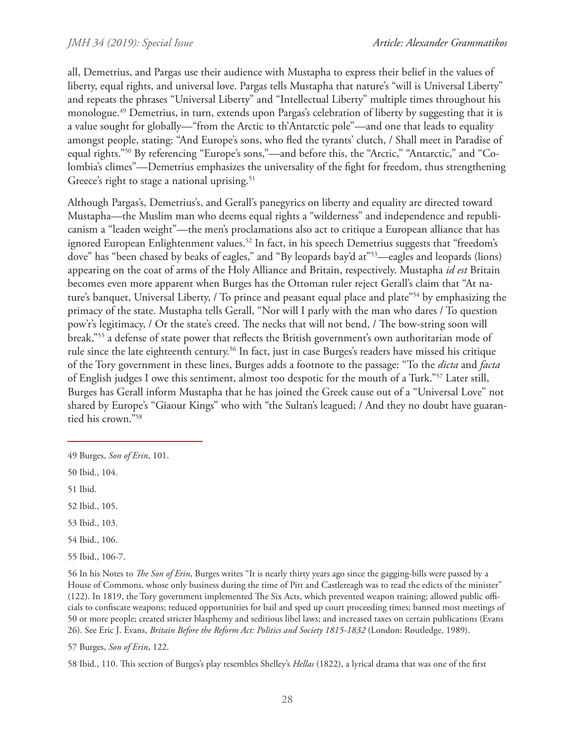all, Demetrius, and Pargas use their audience with Mustapha to express their belief in the values of liberty, equal rights, and universal love. Pargas tells Mustapha that nature's "will is Universal Liberty" and repeats the phrases "Universal Liberty" and "Intellectual Liberty" multiple times throughout his monologue.[49] Demetrius, in turn, extends upon Pargas's celebration of liberty by suggesting that it is a value sought for globally—"from the Arctic to th'Antarctic pole"—and one that leads to equality amongst people, stating: "And Europe's sons, who fled the tyrants' clutch, / Shall meet in Paradise of equal rights."[50] By referencing "Europe's sons,"—and before this, the "Arctic," "Antarctic," and "Colombia's climes"—Demetrius emphasizes the universality of the fight for freedom, thus strengthening Greece's right to stage a national uprising.[51]

Although Pargas's, Demetrius's, and Gerall's panegyrics on liberty and equality are directed toward Mustapha—the Muslim man who deems equal rights a "wilderness" and independence and republicanism a "leaden weight"—the men's proclamations also act to critique a European alliance that has ignored European Enlightenment values.[52] In fact, in his speech Demetrius suggests that "freedom's dove" has "been chased by beaks of eagles," and "By leopards bay'd at"[53]—eagles and leopards (lions) appearing on the coat of arms of the Holy Alliance and Britain, respectively. Mustapha *id est* Britain becomes even more apparent when Burges has the Ottoman ruler reject Gerall's claim that "At nature's banquet, Universal Liberty, / To prince and peasant equal place and plate"[54] by emphasizing the primacy of the state. Mustapha tells Gerall, "Nor will I parly with the man who dares / To question pow'r's legitimacy, / Or the state's creed. The necks that will not bend, / The bow-string soon will break,"[55] a defense of state power that reflects the British government's own authoritarian mode of rule since the late eighteenth century.[56] In fact, just in case Burges's readers have missed his critique of the Tory government in these lines, Burges adds a footnote to the passage: "To the *dicta* and *facta* of English judges I owe this sentiment, almost too despotic for the mouth of a Turk."[57] Later still, Burges has Gerall inform Mustapha that he has joined the Greek cause out of a "Universal Love" not shared by Europe's "Giaour Kings" who with "the Sultan's leagued; / And they no doubt have guarantied his crown."[58]

---

49 Burges, *Son of Erin*, 101.

50 Ibid., 104.

51 Ibid.

52 Ibid., 105.

53 Ibid., 103.

54 Ibid., 106.

55 Ibid., 106-7.

56 In his Notes to *The Son of Erin*, Burges writes "It is nearly thirty years ago since the gagging-bills were passed by a House of Commons, whose only business during the time of Pitt and Castlereagh was to read the edicts of the minister" (122). In 1819, the Tory government implemented The Six Acts, which prevented weapon training; allowed public officials to confiscate weapons; reduced opportunities for bail and sped up court proceeding times; banned most meetings of 50 or more people; created stricter blasphemy and seditious libel laws; and increased taxes on certain publications (Evans 26). See Eric J. Evans, *Britain Before the Reform Act: Politics and Society 1815-1832* (London: Routledge, 1989).

57 Burges, *Son of Erin*, 122.

58 Ibid., 110. This section of Burges's play resembles Shelley's *Hellas* (1822), a lyrical drama that was one of the first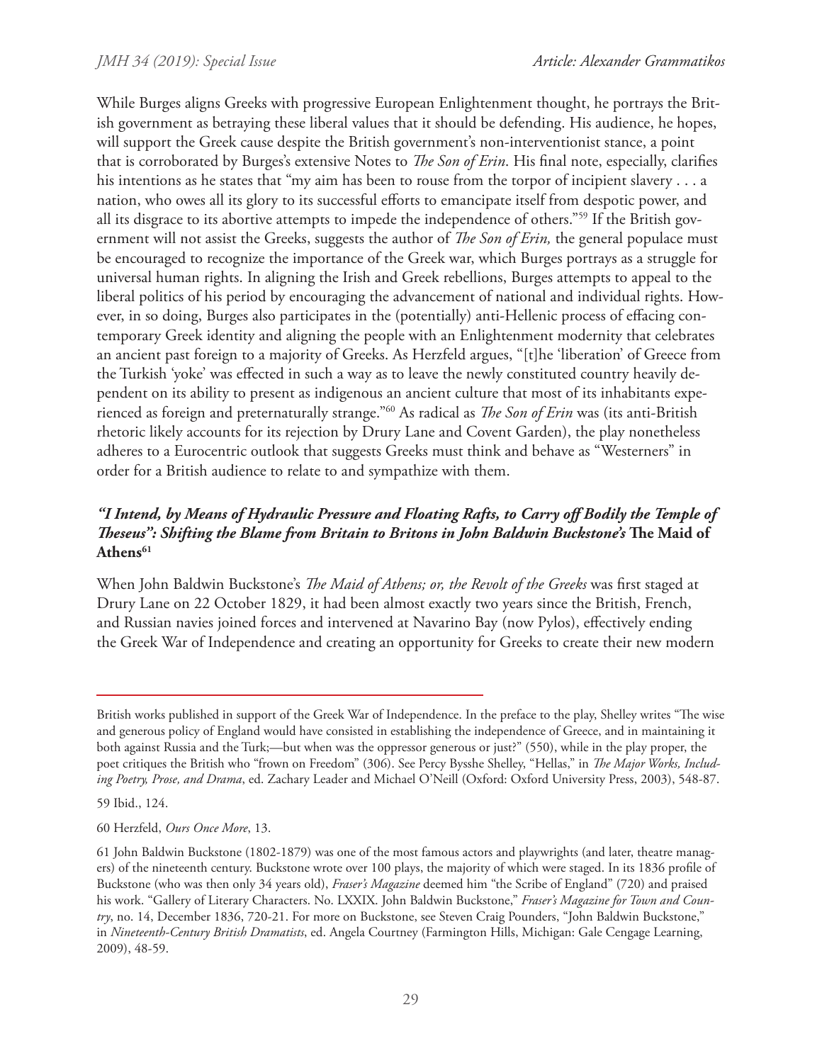While Burges aligns Greeks with progressive European Enlightenment thought, he portrays the British government as betraying these liberal values that it should be defending. His audience, he hopes, will support the Greek cause despite the British government's non-interventionist stance, a point that is corroborated by Burges's extensive Notes to *The Son of Erin*. His final note, especially, clarifies his intentions as he states that "my aim has been to rouse from the torpor of incipient slavery . . . a nation, who owes all its glory to its successful efforts to emancipate itself from despotic power, and all its disgrace to its abortive attempts to impede the independence of others."[59] If the British government will not assist the Greeks, suggests the author of *The Son of Erin,* the general populace must be encouraged to recognize the importance of the Greek war, which Burges portrays as a struggle for universal human rights. In aligning the Irish and Greek rebellions, Burges attempts to appeal to the liberal politics of his period by encouraging the advancement of national and individual rights. However, in so doing, Burges also participates in the (potentially) anti-Hellenic process of effacing contemporary Greek identity and aligning the people with an Enlightenment modernity that celebrates an ancient past foreign to a majority of Greeks. As Herzfeld argues, "[t]he 'liberation' of Greece from the Turkish 'yoke' was effected in such a way as to leave the newly constituted country heavily dependent on its ability to present as indigenous an ancient culture that most of its inhabitants experienced as foreign and preternaturally strange."[60] As radical as *The Son of Erin* was (its anti-British rhetoric likely accounts for its rejection by Drury Lane and Covent Garden), the play nonetheless adheres to a Eurocentric outlook that suggests Greeks must think and behave as "Westerners" in order for a British audience to relate to and sympathize with them.

### *"I Intend, by Means of Hydraulic Pressure and Floating Rafts, to Carry off Bodily the Temple of Theseus": Shifting the Blame from Britain to Britons in John Baldwin Buckstone's* **The Maid of Athens**[61]

When John Baldwin Buckstone's *The Maid of Athens; or, the Revolt of the Greeks* was first staged at Drury Lane on 22 October 1829, it had been almost exactly two years since the British, French, and Russian navies joined forces and intervened at Navarino Bay (now Pylos), effectively ending the Greek War of Independence and creating an opportunity for Greeks to create their new modern

---

British works published in support of the Greek War of Independence. In the preface to the play, Shelley writes "The wise and generous policy of England would have consisted in establishing the independence of Greece, and in maintaining it both against Russia and the Turk;—but when was the oppressor generous or just?" (550), while in the play proper, the poet critiques the British who "frown on Freedom" (306). See Percy Bysshe Shelley, "Hellas," in *The Major Works, Including Poetry, Prose, and Drama*, ed. Zachary Leader and Michael O'Neill (Oxford: Oxford University Press, 2003), 548-87.

59 Ibid., 124.

60 Herzfeld, *Ours Once More*, 13.

61 John Baldwin Buckstone (1802-1879) was one of the most famous actors and playwrights (and later, theatre managers) of the nineteenth century. Buckstone wrote over 100 plays, the majority of which were staged. In its 1836 profile of Buckstone (who was then only 34 years old), *Fraser's Magazine* deemed him "the Scribe of England" (720) and praised his work. "Gallery of Literary Characters. No. LXXIX. John Baldwin Buckstone," *Fraser's Magazine for Town and Country*, no. 14, December 1836, 720-21. For more on Buckstone, see Steven Craig Pounders, "John Baldwin Buckstone," in *Nineteenth-Century British Dramatists*, ed. Angela Courtney (Farmington Hills, Michigan: Gale Cengage Learning, 2009), 48-59.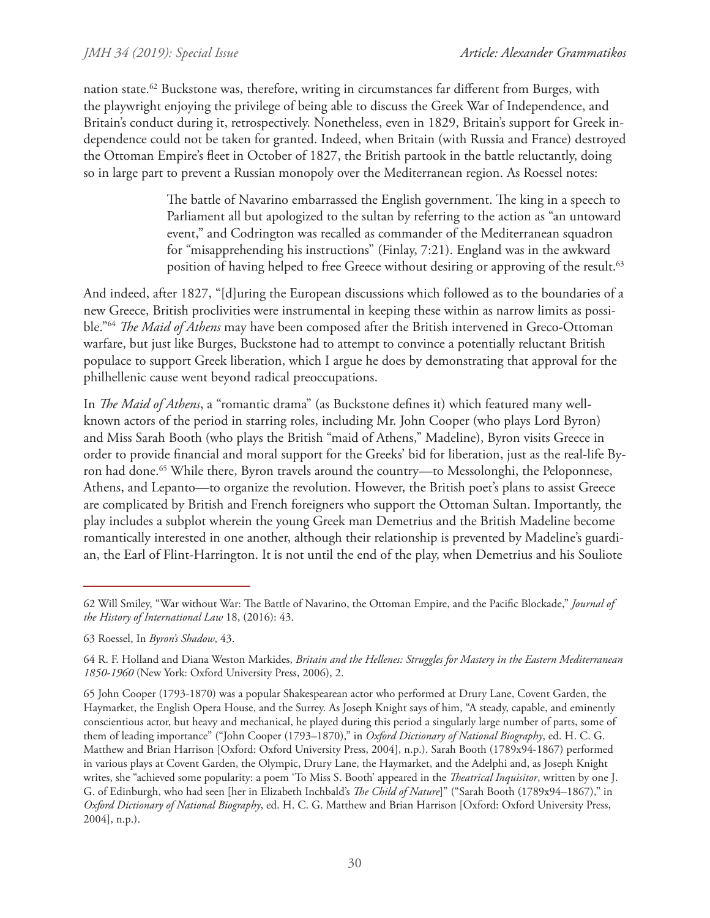nation state.[62] Buckstone was, therefore, writing in circumstances far different from Burges, with the playwright enjoying the privilege of being able to discuss the Greek War of Independence, and Britain's conduct during it, retrospectively. Nonetheless, even in 1829, Britain's support for Greek independence could not be taken for granted. Indeed, when Britain (with Russia and France) destroyed the Ottoman Empire's fleet in October of 1827, the British partook in the battle reluctantly, doing so in large part to prevent a Russian monopoly over the Mediterranean region. As Roessel notes:

> The battle of Navarino embarrassed the English government. The king in a speech to Parliament all but apologized to the sultan by referring to the action as "an untoward event," and Codrington was recalled as commander of the Mediterranean squadron for "misapprehending his instructions" (Finlay, 7:21). England was in the awkward position of having helped to free Greece without desiring or approving of the result.[63]

And indeed, after 1827, "[d]uring the European discussions which followed as to the boundaries of a new Greece, British proclivities were instrumental in keeping these within as narrow limits as possible."[64] *The Maid of Athens* may have been composed after the British intervened in Greco-Ottoman warfare, but just like Burges, Buckstone had to attempt to convince a potentially reluctant British populace to support Greek liberation, which I argue he does by demonstrating that approval for the philhellenic cause went beyond radical preoccupations.

In *The Maid of Athens*, a "romantic drama" (as Buckstone defines it) which featured many well-known actors of the period in starring roles, including Mr. John Cooper (who plays Lord Byron) and Miss Sarah Booth (who plays the British "maid of Athens," Madeline), Byron visits Greece in order to provide financial and moral support for the Greeks' bid for liberation, just as the real-life Byron had done.[65] While there, Byron travels around the country—to Messolonghi, the Peloponnese, Athens, and Lepanto—to organize the revolution. However, the British poet's plans to assist Greece are complicated by British and French foreigners who support the Ottoman Sultan. Importantly, the play includes a subplot wherein the young Greek man Demetrius and the British Madeline become romantically interested in one another, although their relationship is prevented by Madeline's guardian, the Earl of Flint-Harrington. It is not until the end of the play, when Demetrius and his Souliote

---

62 Will Smiley, "War without War: The Battle of Navarino, the Ottoman Empire, and the Pacific Blockade," *Journal of the History of International Law* 18, (2016): 43.

63 Roessel, In *Byron's Shadow*, 43.

64 R. F. Holland and Diana Weston Markides, *Britain and the Hellenes: Struggles for Mastery in the Eastern Mediterranean 1850-1960* (New York: Oxford University Press, 2006), 2.

65 John Cooper (1793-1870) was a popular Shakespearean actor who performed at Drury Lane, Covent Garden, the Haymarket, the English Opera House, and the Surrey. As Joseph Knight says of him, "A steady, capable, and eminently conscientious actor, but heavy and mechanical, he played during this period a singularly large number of parts, some of them of leading importance" ("John Cooper (1793–1870)," in *Oxford Dictionary of National Biography*, ed. H. C. G. Matthew and Brian Harrison [Oxford: Oxford University Press, 2004], n.p.). Sarah Booth (1789x94-1867) performed in various plays at Covent Garden, the Olympic, Drury Lane, the Haymarket, and the Adelphi and, as Joseph Knight writes, she "achieved some popularity: a poem 'To Miss S. Booth' appeared in the *Theatrical Inquisitor*, written by one J. G. of Edinburgh, who had seen [her in Elizabeth Inchbald's *The Child of Nature*]" ("Sarah Booth (1789x94–1867)," in *Oxford Dictionary of National Biography*, ed. H. C. G. Matthew and Brian Harrison [Oxford: Oxford University Press, 2004], n.p.).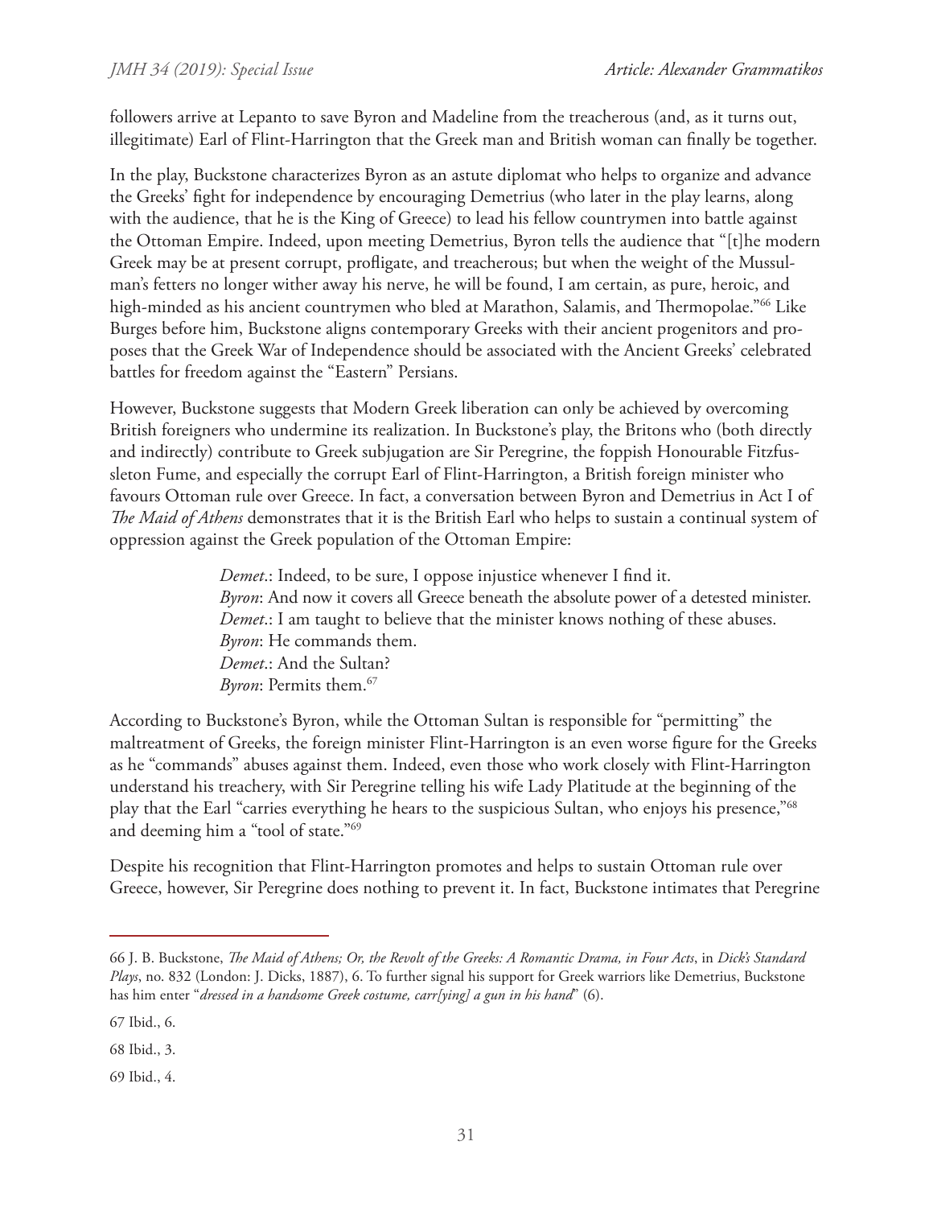followers arrive at Lepanto to save Byron and Madeline from the treacherous (and, as it turns out, illegitimate) Earl of Flint-Harrington that the Greek man and British woman can finally be together.

In the play, Buckstone characterizes Byron as an astute diplomat who helps to organize and advance the Greeks' fight for independence by encouraging Demetrius (who later in the play learns, along with the audience, that he is the King of Greece) to lead his fellow countrymen into battle against the Ottoman Empire. Indeed, upon meeting Demetrius, Byron tells the audience that "[t]he modern Greek may be at present corrupt, profligate, and treacherous; but when the weight of the Mussulman's fetters no longer wither away his nerve, he will be found, I am certain, as pure, heroic, and high-minded as his ancient countrymen who bled at Marathon, Salamis, and Thermopolae."[66] Like Burges before him, Buckstone aligns contemporary Greeks with their ancient progenitors and proposes that the Greek War of Independence should be associated with the Ancient Greeks' celebrated battles for freedom against the "Eastern" Persians.

However, Buckstone suggests that Modern Greek liberation can only be achieved by overcoming British foreigners who undermine its realization. In Buckstone's play, the Britons who (both directly and indirectly) contribute to Greek subjugation are Sir Peregrine, the foppish Honourable Fitzfussleton Fume, and especially the corrupt Earl of Flint-Harrington, a British foreign minister who favours Ottoman rule over Greece. In fact, a conversation between Byron and Demetrius in Act I of *The Maid of Athens* demonstrates that it is the British Earl who helps to sustain a continual system of oppression against the Greek population of the Ottoman Empire:

> *Demet*.: Indeed, to be sure, I oppose injustice whenever I find it.
> *Byron*: And now it covers all Greece beneath the absolute power of a detested minister.
> *Demet*.: I am taught to believe that the minister knows nothing of these abuses.
> *Byron*: He commands them.
> *Demet*.: And the Sultan?
> *Byron*: Permits them.[67]

According to Buckstone's Byron, while the Ottoman Sultan is responsible for "permitting" the maltreatment of Greeks, the foreign minister Flint-Harrington is an even worse figure for the Greeks as he "commands" abuses against them. Indeed, even those who work closely with Flint-Harrington understand his treachery, with Sir Peregrine telling his wife Lady Platitude at the beginning of the play that the Earl "carries everything he hears to the suspicious Sultan, who enjoys his presence,"[68] and deeming him a "tool of state."[69]

Despite his recognition that Flint-Harrington promotes and helps to sustain Ottoman rule over Greece, however, Sir Peregrine does nothing to prevent it. In fact, Buckstone intimates that Peregrine

---

66 J. B. Buckstone, *The Maid of Athens; Or, the Revolt of the Greeks: A Romantic Drama, in Four Acts*, in *Dick's Standard Plays*, no. 832 (London: J. Dicks, 1887), 6. To further signal his support for Greek warriors like Demetrius, Buckstone has him enter "*dressed in a handsome Greek costume, carr[ying] a gun in his hand*" (6).

67 Ibid., 6.

68 Ibid., 3.

69 Ibid., 4.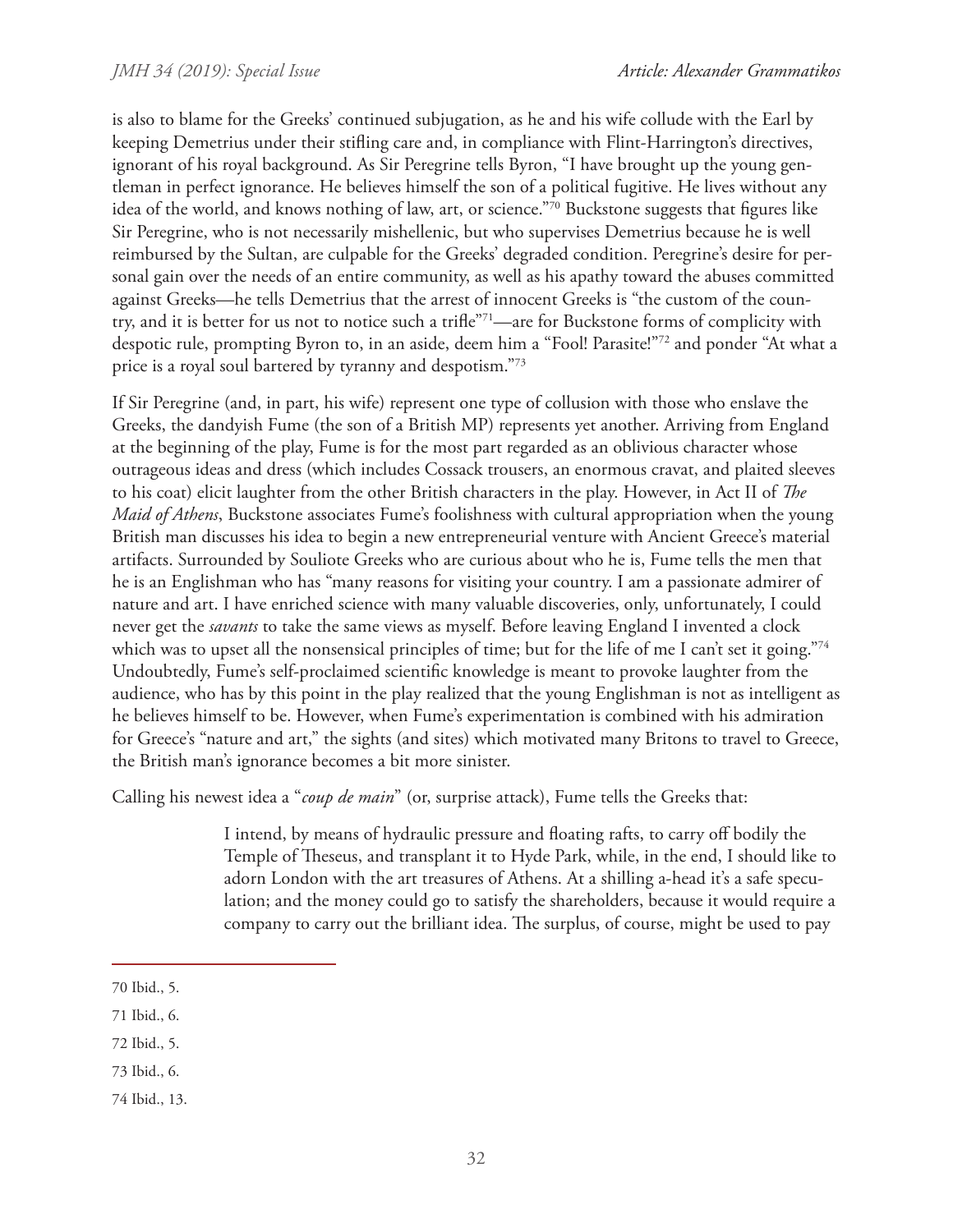is also to blame for the Greeks' continued subjugation, as he and his wife collude with the Earl by keeping Demetrius under their stifling care and, in compliance with Flint-Harrington's directives, ignorant of his royal background. As Sir Peregrine tells Byron, "I have brought up the young gentleman in perfect ignorance. He believes himself the son of a political fugitive. He lives without any idea of the world, and knows nothing of law, art, or science."[70] Buckstone suggests that figures like Sir Peregrine, who is not necessarily mishellenic, but who supervises Demetrius because he is well reimbursed by the Sultan, are culpable for the Greeks' degraded condition. Peregrine's desire for personal gain over the needs of an entire community, as well as his apathy toward the abuses committed against Greeks—he tells Demetrius that the arrest of innocent Greeks is "the custom of the country, and it is better for us not to notice such a trifle"[71]—are for Buckstone forms of complicity with despotic rule, prompting Byron to, in an aside, deem him a "Fool! Parasite!"[72] and ponder "At what a price is a royal soul bartered by tyranny and despotism."[73]

If Sir Peregrine (and, in part, his wife) represent one type of collusion with those who enslave the Greeks, the dandyish Fume (the son of a British MP) represents yet another. Arriving from England at the beginning of the play, Fume is for the most part regarded as an oblivious character whose outrageous ideas and dress (which includes Cossack trousers, an enormous cravat, and plaited sleeves to his coat) elicit laughter from the other British characters in the play. However, in Act II of *The Maid of Athens*, Buckstone associates Fume's foolishness with cultural appropriation when the young British man discusses his idea to begin a new entrepreneurial venture with Ancient Greece's material artifacts. Surrounded by Souliote Greeks who are curious about who he is, Fume tells the men that he is an Englishman who has "many reasons for visiting your country. I am a passionate admirer of nature and art. I have enriched science with many valuable discoveries, only, unfortunately, I could never get the *savants* to take the same views as myself. Before leaving England I invented a clock which was to upset all the nonsensical principles of time; but for the life of me I can't set it going."[74] Undoubtedly, Fume's self-proclaimed scientific knowledge is meant to provoke laughter from the audience, who has by this point in the play realized that the young Englishman is not as intelligent as he believes himself to be. However, when Fume's experimentation is combined with his admiration for Greece's "nature and art," the sights (and sites) which motivated many Britons to travel to Greece, the British man's ignorance becomes a bit more sinister.

Calling his newest idea a "*coup de main*" (or, surprise attack), Fume tells the Greeks that:

> I intend, by means of hydraulic pressure and floating rafts, to carry off bodily the Temple of Theseus, and transplant it to Hyde Park, while, in the end, I should like to adorn London with the art treasures of Athens. At a shilling a-head it's a safe speculation; and the money could go to satisfy the shareholders, because it would require a company to carry out the brilliant idea. The surplus, of course, might be used to pay

---

70 Ibid., 5.

71 Ibid., 6.

72 Ibid., 5.

73 Ibid., 6.

74 Ibid., 13.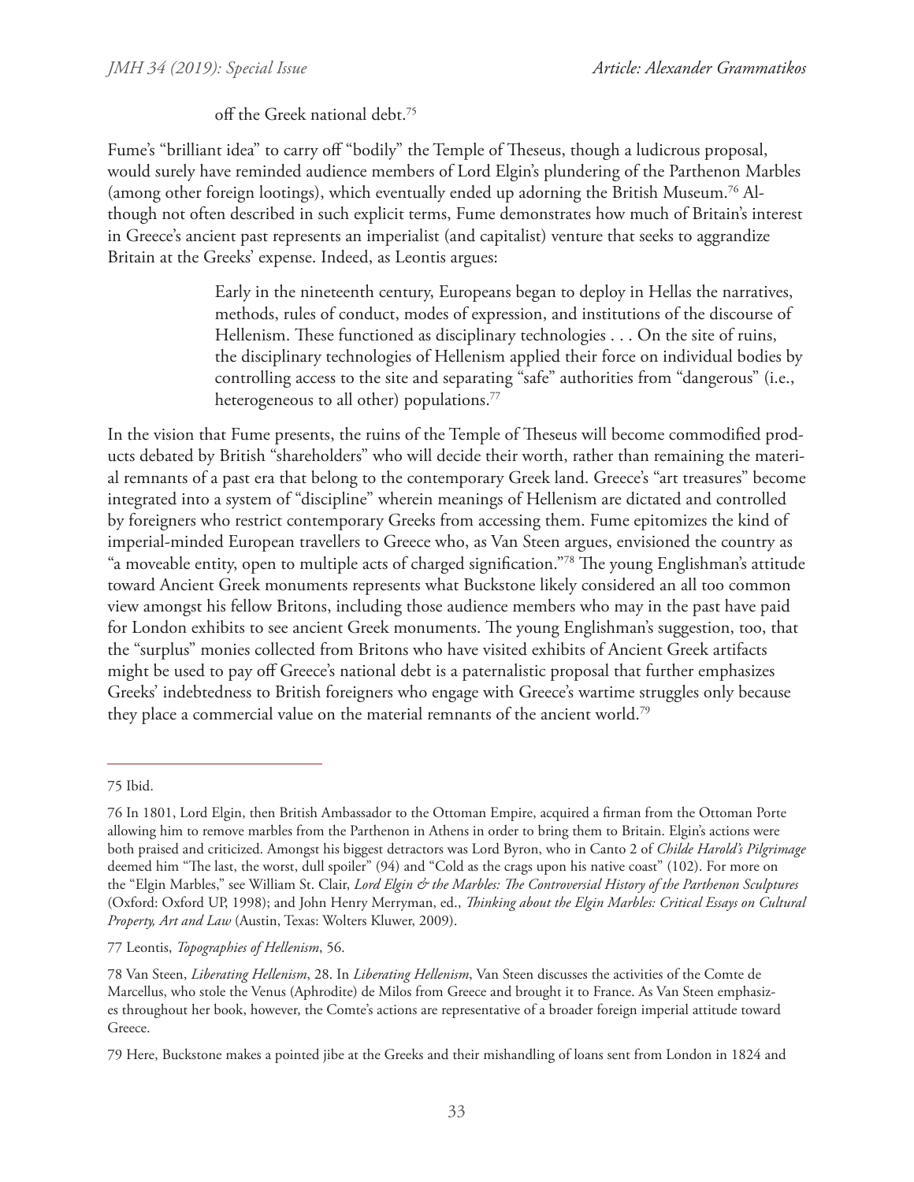off the Greek national debt.[75]

Fume's "brilliant idea" to carry off "bodily" the Temple of Theseus, though a ludicrous proposal, would surely have reminded audience members of Lord Elgin's plundering of the Parthenon Marbles (among other foreign lootings), which eventually ended up adorning the British Museum.[76] Although not often described in such explicit terms, Fume demonstrates how much of Britain's interest in Greece's ancient past represents an imperialist (and capitalist) venture that seeks to aggrandize Britain at the Greeks' expense. Indeed, as Leontis argues:

> Early in the nineteenth century, Europeans began to deploy in Hellas the narratives, methods, rules of conduct, modes of expression, and institutions of the discourse of Hellenism. These functioned as disciplinary technologies . . . On the site of ruins, the disciplinary technologies of Hellenism applied their force on individual bodies by controlling access to the site and separating "safe" authorities from "dangerous" (i.e., heterogeneous to all other) populations.[77]

In the vision that Fume presents, the ruins of the Temple of Theseus will become commodified products debated by British "shareholders" who will decide their worth, rather than remaining the material remnants of a past era that belong to the contemporary Greek land. Greece's "art treasures" become integrated into a system of "discipline" wherein meanings of Hellenism are dictated and controlled by foreigners who restrict contemporary Greeks from accessing them. Fume epitomizes the kind of imperial-minded European travellers to Greece who, as Van Steen argues, envisioned the country as "a moveable entity, open to multiple acts of charged signification."[78] The young Englishman's attitude toward Ancient Greek monuments represents what Buckstone likely considered an all too common view amongst his fellow Britons, including those audience members who may in the past have paid for London exhibits to see ancient Greek monuments. The young Englishman's suggestion, too, that the "surplus" monies collected from Britons who have visited exhibits of Ancient Greek artifacts might be used to pay off Greece's national debt is a paternalistic proposal that further emphasizes Greeks' indebtedness to British foreigners who engage with Greece's wartime struggles only because they place a commercial value on the material remnants of the ancient world.[79]

---

75 Ibid.

76 In 1801, Lord Elgin, then British Ambassador to the Ottoman Empire, acquired a firman from the Ottoman Porte allowing him to remove marbles from the Parthenon in Athens in order to bring them to Britain. Elgin's actions were both praised and criticized. Amongst his biggest detractors was Lord Byron, who in Canto 2 of *Childe Harold's Pilgrimage* deemed him "The last, the worst, dull spoiler" (94) and "Cold as the crags upon his native coast" (102). For more on the "Elgin Marbles," see William St. Clair, *Lord Elgin & the Marbles: The Controversial History of the Parthenon Sculptures* (Oxford: Oxford UP, 1998); and John Henry Merryman, ed., *Thinking about the Elgin Marbles: Critical Essays on Cultural Property, Art and Law* (Austin, Texas: Wolters Kluwer, 2009).

77 Leontis, *Topographies of Hellenism*, 56.

78 Van Steen, *Liberating Hellenism*, 28. In *Liberating Hellenism*, Van Steen discusses the activities of the Comte de Marcellus, who stole the Venus (Aphrodite) de Milos from Greece and brought it to France. As Van Steen emphasizes throughout her book, however, the Comte's actions are representative of a broader foreign imperial attitude toward Greece.

79 Here, Buckstone makes a pointed jibe at the Greeks and their mishandling of loans sent from London in 1824 and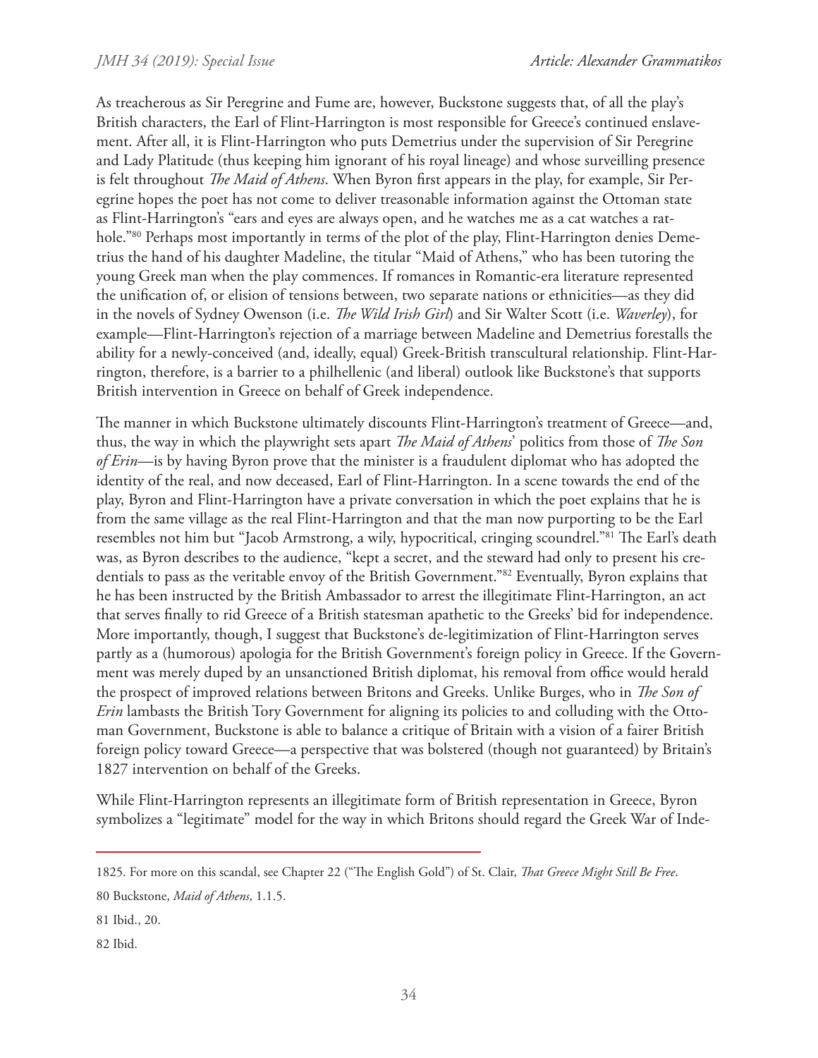As treacherous as Sir Peregrine and Fume are, however, Buckstone suggests that, of all the play's British characters, the Earl of Flint-Harrington is most responsible for Greece's continued enslavement. After all, it is Flint-Harrington who puts Demetrius under the supervision of Sir Peregrine and Lady Platitude (thus keeping him ignorant of his royal lineage) and whose surveilling presence is felt throughout *The Maid of Athens*. When Byron first appears in the play, for example, Sir Peregrine hopes the poet has not come to deliver treasonable information against the Ottoman state as Flint-Harrington's "ears and eyes are always open, and he watches me as a cat watches a rat-hole."[80] Perhaps most importantly in terms of the plot of the play, Flint-Harrington denies Demetrius the hand of his daughter Madeline, the titular "Maid of Athens," who has been tutoring the young Greek man when the play commences. If romances in Romantic-era literature represented the unification of, or elision of tensions between, two separate nations or ethnicities—as they did in the novels of Sydney Owenson (i.e. *The Wild Irish Girl*) and Sir Walter Scott (i.e. *Waverley*), for example—Flint-Harrington's rejection of a marriage between Madeline and Demetrius forestalls the ability for a newly-conceived (and, ideally, equal) Greek-British transcultural relationship. Flint-Harrington, therefore, is a barrier to a philhellenic (and liberal) outlook like Buckstone's that supports British intervention in Greece on behalf of Greek independence.

The manner in which Buckstone ultimately discounts Flint-Harrington's treatment of Greece—and, thus, the way in which the playwright sets apart *The Maid of Athens*' politics from those of *The Son of Erin*—is by having Byron prove that the minister is a fraudulent diplomat who has adopted the identity of the real, and now deceased, Earl of Flint-Harrington. In a scene towards the end of the play, Byron and Flint-Harrington have a private conversation in which the poet explains that he is from the same village as the real Flint-Harrington and that the man now purporting to be the Earl resembles not him but "Jacob Armstrong, a wily, hypocritical, cringing scoundrel."[81] The Earl's death was, as Byron describes to the audience, "kept a secret, and the steward had only to present his credentials to pass as the veritable envoy of the British Government."[82] Eventually, Byron explains that he has been instructed by the British Ambassador to arrest the illegitimate Flint-Harrington, an act that serves finally to rid Greece of a British statesman apathetic to the Greeks' bid for independence. More importantly, though, I suggest that Buckstone's de-legitimization of Flint-Harrington serves partly as a (humorous) apologia for the British Government's foreign policy in Greece. If the Government was merely duped by an unsanctioned British diplomat, his removal from office would herald the prospect of improved relations between Britons and Greeks. Unlike Burges, who in *The Son of Erin* lambasts the British Tory Government for aligning its policies to and colluding with the Ottoman Government, Buckstone is able to balance a critique of Britain with a vision of a fairer British foreign policy toward Greece—a perspective that was bolstered (though not guaranteed) by Britain's 1827 intervention on behalf of the Greeks.

While Flint-Harrington represents an illegitimate form of British representation in Greece, Byron symbolizes a "legitimate" model for the way in which Britons should regard the Greek War of Inde-

---

1825. For more on this scandal, see Chapter 22 ("The English Gold") of St. Clair, *That Greece Might Still Be Free*.

80 Buckstone, *Maid of Athens*, 1.1.5.

81 Ibid., 20.

82 Ibid.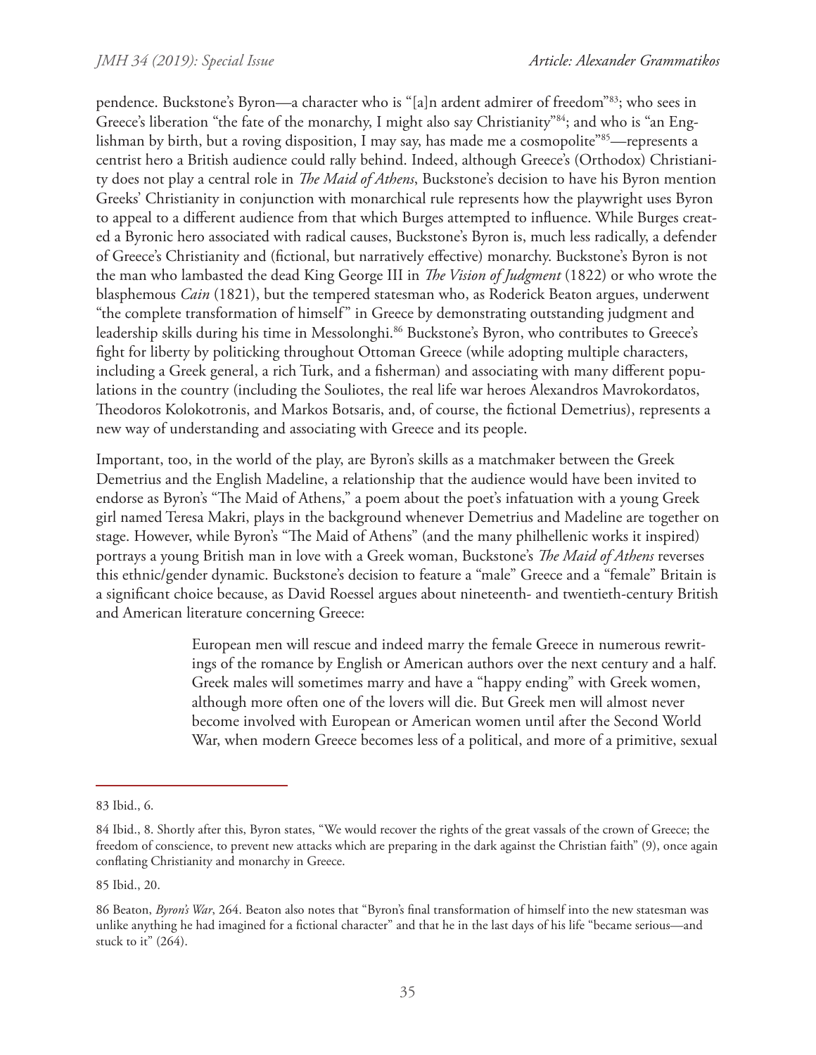pendence. Buckstone's Byron—a character who is "[a]n ardent admirer of freedom"[83]; who sees in Greece's liberation "the fate of the monarchy, I might also say Christianity"[84]; and who is "an Englishman by birth, but a roving disposition, I may say, has made me a cosmopolite"[85]—represents a centrist hero a British audience could rally behind. Indeed, although Greece's (Orthodox) Christianity does not play a central role in *The Maid of Athens*, Buckstone's decision to have his Byron mention Greeks' Christianity in conjunction with monarchical rule represents how the playwright uses Byron to appeal to a different audience from that which Burges attempted to influence. While Burges created a Byronic hero associated with radical causes, Buckstone's Byron is, much less radically, a defender of Greece's Christianity and (fictional, but narratively effective) monarchy. Buckstone's Byron is not the man who lambasted the dead King George III in *The Vision of Judgment* (1822) or who wrote the blasphemous *Cain* (1821), but the tempered statesman who, as Roderick Beaton argues, underwent "the complete transformation of himself" in Greece by demonstrating outstanding judgment and leadership skills during his time in Messolonghi.[86] Buckstone's Byron, who contributes to Greece's fight for liberty by politicking throughout Ottoman Greece (while adopting multiple characters, including a Greek general, a rich Turk, and a fisherman) and associating with many different populations in the country (including the Souliotes, the real life war heroes Alexandros Mavrokordatos, Theodoros Kolokotronis, and Markos Botsaris, and, of course, the fictional Demetrius), represents a new way of understanding and associating with Greece and its people.

Important, too, in the world of the play, are Byron's skills as a matchmaker between the Greek Demetrius and the English Madeline, a relationship that the audience would have been invited to endorse as Byron's "The Maid of Athens," a poem about the poet's infatuation with a young Greek girl named Teresa Makri, plays in the background whenever Demetrius and Madeline are together on stage. However, while Byron's "The Maid of Athens" (and the many philhellenic works it inspired) portrays a young British man in love with a Greek woman, Buckstone's *The Maid of Athens* reverses this ethnic/gender dynamic. Buckstone's decision to feature a "male" Greece and a "female" Britain is a significant choice because, as David Roessel argues about nineteenth- and twentieth-century British and American literature concerning Greece:

> European men will rescue and indeed marry the female Greece in numerous rewritings of the romance by English or American authors over the next century and a half. Greek males will sometimes marry and have a "happy ending" with Greek women, although more often one of the lovers will die. But Greek men will almost never become involved with European or American women until after the Second World War, when modern Greece becomes less of a political, and more of a primitive, sexual

---

83 Ibid., 6.

84 Ibid., 8. Shortly after this, Byron states, "We would recover the rights of the great vassals of the crown of Greece; the freedom of conscience, to prevent new attacks which are preparing in the dark against the Christian faith" (9), once again conflating Christianity and monarchy in Greece.

85 Ibid., 20.

86 Beaton, *Byron's War*, 264. Beaton also notes that "Byron's final transformation of himself into the new statesman was unlike anything he had imagined for a fictional character" and that he in the last days of his life "became serious—and stuck to it" (264).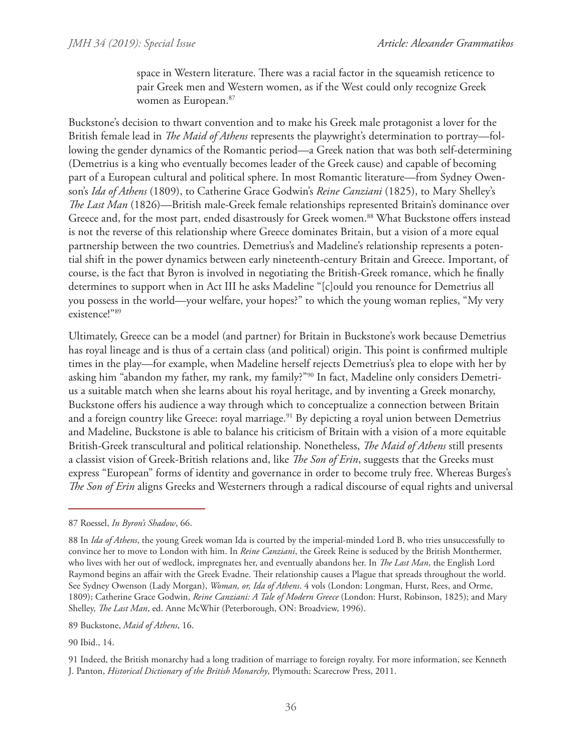> space in Western literature. There was a racial factor in the squeamish reticence to pair Greek men and Western women, as if the West could only recognize Greek women as European.[87]

Buckstone's decision to thwart convention and to make his Greek male protagonist a lover for the British female lead in *The Maid of Athens* represents the playwright's determination to portray—following the gender dynamics of the Romantic period—a Greek nation that was both self-determining (Demetrius is a king who eventually becomes leader of the Greek cause) and capable of becoming part of a European cultural and political sphere. In most Romantic literature—from Sydney Owenson's *Ida of Athens* (1809), to Catherine Grace Godwin's *Reine Canziani* (1825), to Mary Shelley's *The Last Man* (1826)—British male-Greek female relationships represented Britain's dominance over Greece and, for the most part, ended disastrously for Greek women.[88] What Buckstone offers instead is not the reverse of this relationship where Greece dominates Britain, but a vision of a more equal partnership between the two countries. Demetrius's and Madeline's relationship represents a potential shift in the power dynamics between early nineteenth-century Britain and Greece. Important, of course, is the fact that Byron is involved in negotiating the British-Greek romance, which he finally determines to support when in Act III he asks Madeline "[c]ould you renounce for Demetrius all you possess in the world—your welfare, your hopes?" to which the young woman replies, "My very existence!"[89]

Ultimately, Greece can be a model (and partner) for Britain in Buckstone's work because Demetrius has royal lineage and is thus of a certain class (and political) origin. This point is confirmed multiple times in the play—for example, when Madeline herself rejects Demetrius's plea to elope with her by asking him "abandon my father, my rank, my family?"[90] In fact, Madeline only considers Demetrius a suitable match when she learns about his royal heritage, and by inventing a Greek monarchy, Buckstone offers his audience a way through which to conceptualize a connection between Britain and a foreign country like Greece: royal marriage.[91] By depicting a royal union between Demetrius and Madeline, Buckstone is able to balance his criticism of Britain with a vision of a more equitable British-Greek transcultural and political relationship. Nonetheless, *The Maid of Athens* still presents a classist vision of Greek-British relations and, like *The Son of Erin*, suggests that the Greeks must express "European" forms of identity and governance in order to become truly free. Whereas Burges's *The Son of Erin* aligns Greeks and Westerners through a radical discourse of equal rights and universal

---

87 Roessel, *In Byron's Shadow*, 66.

88 In *Ida of Athens*, the young Greek woman Ida is courted by the imperial-minded Lord B, who tries unsuccessfully to convince her to move to London with him. In *Reine Canziani*, the Greek Reine is seduced by the British Monthermer, who lives with her out of wedlock, impregnates her, and eventually abandons her. In *The Last Man*, the English Lord Raymond begins an affair with the Greek Evadne. Their relationship causes a Plague that spreads throughout the world. See Sydney Owenson (Lady Morgan), *Woman, or, Ida of Athens*. 4 vols (London: Longman, Hurst, Rees, and Orme, 1809); Catherine Grace Godwin, *Reine Canziani: A Tale of Modern Greece* (London: Hurst, Robinson, 1825); and Mary Shelley, *The Last Man*, ed. Anne McWhir (Peterborough, ON: Broadview, 1996).

89 Buckstone, *Maid of Athens*, 16.

90 Ibid., 14.

91 Indeed, the British monarchy had a long tradition of marriage to foreign royalty. For more information, see Kenneth J. Panton, *Historical Dictionary of the British Monarchy*, Plymouth: Scarecrow Press, 2011.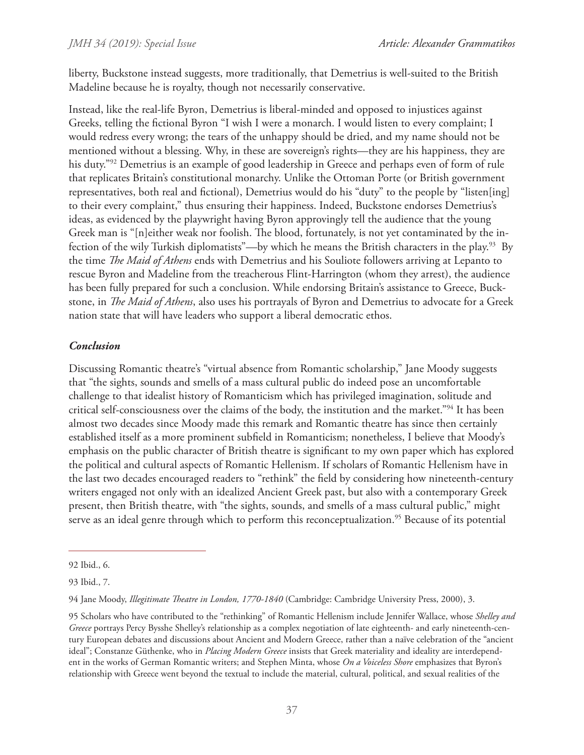liberty, Buckstone instead suggests, more traditionally, that Demetrius is well-suited to the British Madeline because he is royalty, though not necessarily conservative.

Instead, like the real-life Byron, Demetrius is liberal-minded and opposed to injustices against Greeks, telling the fictional Byron "I wish I were a monarch. I would listen to every complaint; I would redress every wrong; the tears of the unhappy should be dried, and my name should not be mentioned without a blessing. Why, in these are sovereign's rights—they are his happiness, they are his duty."[92] Demetrius is an example of good leadership in Greece and perhaps even of form of rule that replicates Britain's constitutional monarchy. Unlike the Ottoman Porte (or British government representatives, both real and fictional), Demetrius would do his "duty" to the people by "listen[ing] to their every complaint," thus ensuring their happiness. Indeed, Buckstone endorses Demetrius's ideas, as evidenced by the playwright having Byron approvingly tell the audience that the young Greek man is "[n]either weak nor foolish. The blood, fortunately, is not yet contaminated by the infection of the wily Turkish diplomatists"—by which he means the British characters in the play.[93] By the time *The Maid of Athens* ends with Demetrius and his Souliote followers arriving at Lepanto to rescue Byron and Madeline from the treacherous Flint-Harrington (whom they arrest), the audience has been fully prepared for such a conclusion. While endorsing Britain's assistance to Greece, Buckstone, in *The Maid of Athens*, also uses his portrayals of Byron and Demetrius to advocate for a Greek nation state that will have leaders who support a liberal democratic ethos.

### *Conclusion*

Discussing Romantic theatre's "virtual absence from Romantic scholarship," Jane Moody suggests that "the sights, sounds and smells of a mass cultural public do indeed pose an uncomfortable challenge to that idealist history of Romanticism which has privileged imagination, solitude and critical self-consciousness over the claims of the body, the institution and the market."[94] It has been almost two decades since Moody made this remark and Romantic theatre has since then certainly established itself as a more prominent subfield in Romanticism; nonetheless, I believe that Moody's emphasis on the public character of British theatre is significant to my own paper which has explored the political and cultural aspects of Romantic Hellenism. If scholars of Romantic Hellenism have in the last two decades encouraged readers to "rethink" the field by considering how nineteenth-century writers engaged not only with an idealized Ancient Greek past, but also with a contemporary Greek present, then British theatre, with "the sights, sounds, and smells of a mass cultural public," might serve as an ideal genre through which to perform this reconceptualization.[95] Because of its potential

---

92 Ibid., 6.

93 Ibid., 7.

94 Jane Moody, *Illegitimate Theatre in London, 1770-1840* (Cambridge: Cambridge University Press, 2000), 3.

95 Scholars who have contributed to the "rethinking" of Romantic Hellenism include Jennifer Wallace, whose *Shelley and Greece* portrays Percy Bysshe Shelley's relationship as a complex negotiation of late eighteenth- and early nineteenth-century European debates and discussions about Ancient and Modern Greece, rather than a naïve celebration of the "ancient ideal"; Constanze Güthenke, who in *Placing Modern Greece* insists that Greek materiality and ideality are interdependent in the works of German Romantic writers; and Stephen Minta, whose *On a Voiceless Shore* emphasizes that Byron's relationship with Greece went beyond the textual to include the material, cultural, political, and sexual realities of the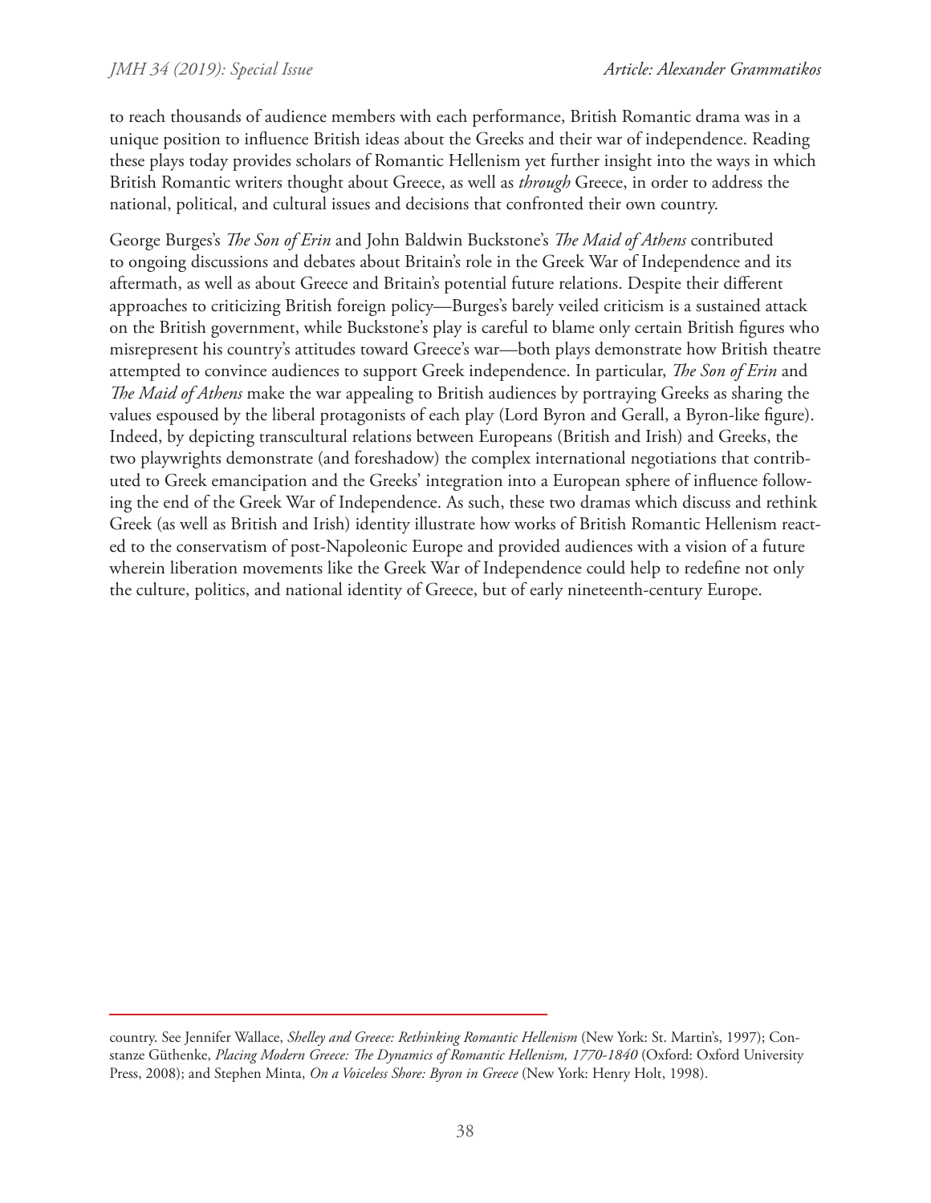to reach thousands of audience members with each performance, British Romantic drama was in a unique position to influence British ideas about the Greeks and their war of independence. Reading these plays today provides scholars of Romantic Hellenism yet further insight into the ways in which British Romantic writers thought about Greece, as well as *through* Greece, in order to address the national, political, and cultural issues and decisions that confronted their own country.

George Burges's *The Son of Erin* and John Baldwin Buckstone's *The Maid of Athens* contributed to ongoing discussions and debates about Britain's role in the Greek War of Independence and its aftermath, as well as about Greece and Britain's potential future relations. Despite their different approaches to criticizing British foreign policy—Burges's barely veiled criticism is a sustained attack on the British government, while Buckstone's play is careful to blame only certain British figures who misrepresent his country's attitudes toward Greece's war—both plays demonstrate how British theatre attempted to convince audiences to support Greek independence. In particular, *The Son of Erin* and *The Maid of Athens* make the war appealing to British audiences by portraying Greeks as sharing the values espoused by the liberal protagonists of each play (Lord Byron and Gerall, a Byron-like figure). Indeed, by depicting transcultural relations between Europeans (British and Irish) and Greeks, the two playwrights demonstrate (and foreshadow) the complex international negotiations that contributed to Greek emancipation and the Greeks' integration into a European sphere of influence following the end of the Greek War of Independence. As such, these two dramas which discuss and rethink Greek (as well as British and Irish) identity illustrate how works of British Romantic Hellenism reacted to the conservatism of post-Napoleonic Europe and provided audiences with a vision of a future wherein liberation movements like the Greek War of Independence could help to redefine not only the culture, politics, and national identity of Greece, but of early nineteenth-century Europe.

---

country. See Jennifer Wallace, *Shelley and Greece: Rethinking Romantic Hellenism* (New York: St. Martin's, 1997); Constanze Güthenke, *Placing Modern Greece: The Dynamics of Romantic Hellenism, 1770-1840* (Oxford: Oxford University Press, 2008); and Stephen Minta, *On a Voiceless Shore: Byron in Greece* (New York: Henry Holt, 1998).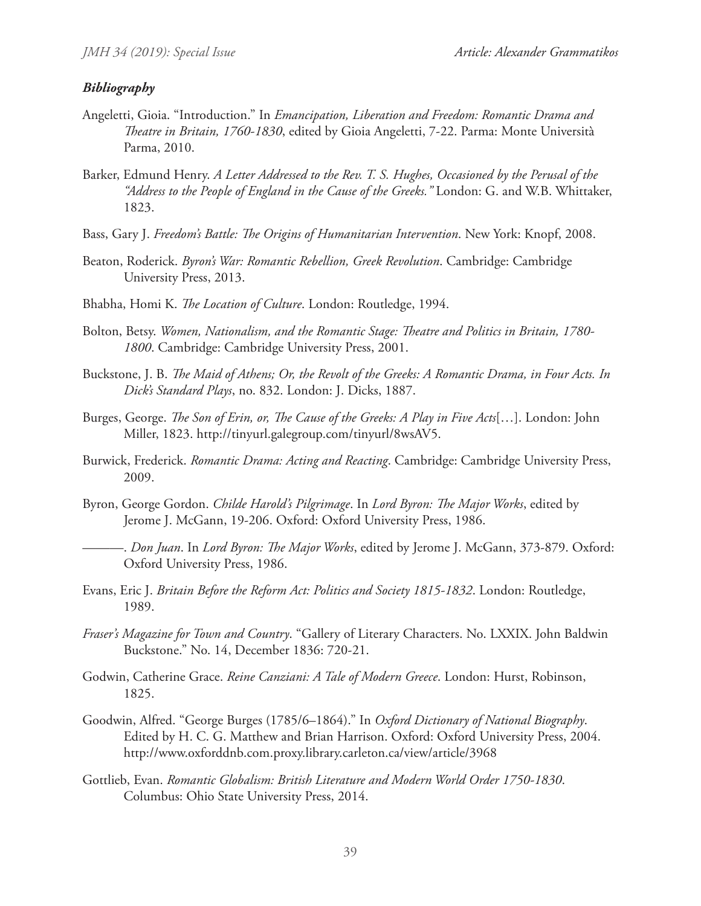### ***Bibliography***

Angeletti, Gioia. "Introduction." In *Emancipation, Liberation and Freedom: Romantic Drama and Theatre in Britain, 1760-1830*, edited by Gioia Angeletti, 7-22. Parma: Monte Università Parma, 2010.

Barker, Edmund Henry. *A Letter Addressed to the Rev. T. S. Hughes, Occasioned by the Perusal of the "Address to the People of England in the Cause of the Greeks."* London: G. and W.B. Whittaker, 1823.

Bass, Gary J. *Freedom's Battle: The Origins of Humanitarian Intervention*. New York: Knopf, 2008.

Beaton, Roderick. *Byron's War: Romantic Rebellion, Greek Revolution*. Cambridge: Cambridge University Press, 2013.

Bhabha, Homi K. *The Location of Culture*. London: Routledge, 1994.

Bolton, Betsy. *Women, Nationalism, and the Romantic Stage: Theatre and Politics in Britain, 1780-1800*. Cambridge: Cambridge University Press, 2001.

Buckstone, J. B. *The Maid of Athens; Or, the Revolt of the Greeks: A Romantic Drama, in Four Acts. In Dick's Standard Plays*, no. 832. London: J. Dicks, 1887.

Burges, George. *The Son of Erin, or, The Cause of the Greeks: A Play in Five Acts*[…]. London: John Miller, 1823. http://tinyurl.galegroup.com/tinyurl/8wsAV5.

Burwick, Frederick. *Romantic Drama: Acting and Reacting*. Cambridge: Cambridge University Press, 2009.

Byron, George Gordon. *Childe Harold's Pilgrimage*. In *Lord Byron: The Major Works*, edited by Jerome J. McGann, 19-206. Oxford: Oxford University Press, 1986.

———. *Don Juan*. In *Lord Byron: The Major Works*, edited by Jerome J. McGann, 373-879. Oxford: Oxford University Press, 1986.

Evans, Eric J. *Britain Before the Reform Act: Politics and Society 1815-1832*. London: Routledge, 1989.

*Fraser's Magazine for Town and Country*. "Gallery of Literary Characters. No. LXXIX. John Baldwin Buckstone." No. 14, December 1836: 720-21.

Godwin, Catherine Grace. *Reine Canziani: A Tale of Modern Greece*. London: Hurst, Robinson, 1825.

Goodwin, Alfred. "George Burges (1785/6–1864)." In *Oxford Dictionary of National Biography*. Edited by H. C. G. Matthew and Brian Harrison. Oxford: Oxford University Press, 2004. http://www.oxforddnb.com.proxy.library.carleton.ca/view/article/3968

Gottlieb, Evan. *Romantic Globalism: British Literature and Modern World Order 1750-1830*. Columbus: Ohio State University Press, 2014.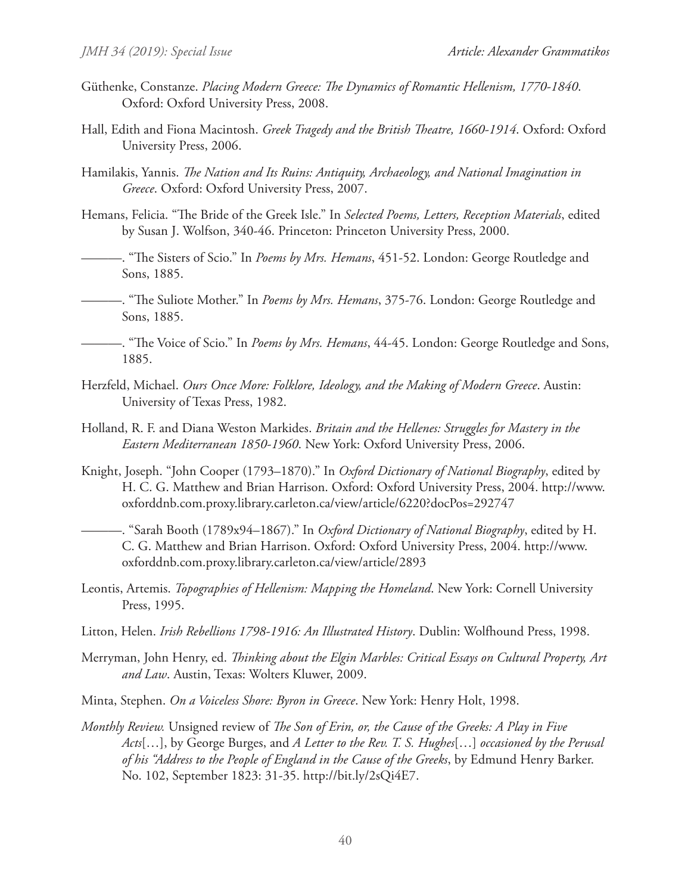Güthenke, Constanze. *Placing Modern Greece: The Dynamics of Romantic Hellenism, 1770-1840*. Oxford: Oxford University Press, 2008.

Hall, Edith and Fiona Macintosh. *Greek Tragedy and the British Theatre, 1660-1914*. Oxford: Oxford University Press, 2006.

Hamilakis, Yannis. *The Nation and Its Ruins: Antiquity, Archaeology, and National Imagination in Greece*. Oxford: Oxford University Press, 2007.

Hemans, Felicia. "The Bride of the Greek Isle." In *Selected Poems, Letters, Reception Materials*, edited by Susan J. Wolfson, 340-46. Princeton: Princeton University Press, 2000.

———. "The Sisters of Scio." In *Poems by Mrs. Hemans*, 451-52. London: George Routledge and Sons, 1885.

———. "The Suliote Mother." In *Poems by Mrs. Hemans*, 375-76. London: George Routledge and Sons, 1885.

———. "The Voice of Scio." In *Poems by Mrs. Hemans*, 44-45. London: George Routledge and Sons, 1885.

Herzfeld, Michael. *Ours Once More: Folklore, Ideology, and the Making of Modern Greece*. Austin: University of Texas Press, 1982.

Holland, R. F. and Diana Weston Markides. *Britain and the Hellenes: Struggles for Mastery in the Eastern Mediterranean 1850-1960*. New York: Oxford University Press, 2006.

Knight, Joseph. "John Cooper (1793–1870)." In *Oxford Dictionary of National Biography*, edited by H. C. G. Matthew and Brian Harrison. Oxford: Oxford University Press, 2004. http://www.oxforddnb.com.proxy.library.carleton.ca/view/article/6220?docPos=292747

———. "Sarah Booth (1789x94–1867)." In *Oxford Dictionary of National Biography*, edited by H. C. G. Matthew and Brian Harrison. Oxford: Oxford University Press, 2004. http://www.oxforddnb.com.proxy.library.carleton.ca/view/article/2893

Leontis, Artemis. *Topographies of Hellenism: Mapping the Homeland*. New York: Cornell University Press, 1995.

Litton, Helen. *Irish Rebellions 1798-1916: An Illustrated History*. Dublin: Wolfhound Press, 1998.

Merryman, John Henry, ed. *Thinking about the Elgin Marbles: Critical Essays on Cultural Property, Art and Law*. Austin, Texas: Wolters Kluwer, 2009.

Minta, Stephen. *On a Voiceless Shore: Byron in Greece*. New York: Henry Holt, 1998.

*Monthly Review.* Unsigned review of *The Son of Erin, or, the Cause of the Greeks: A Play in Five Acts*[…], by George Burges, and *A Letter to the Rev. T. S. Hughes*[…] *occasioned by the Perusal of his "Address to the People of England in the Cause of the Greeks*, by Edmund Henry Barker. No. 102, September 1823: 31-35. http://bit.ly/2sQi4E7.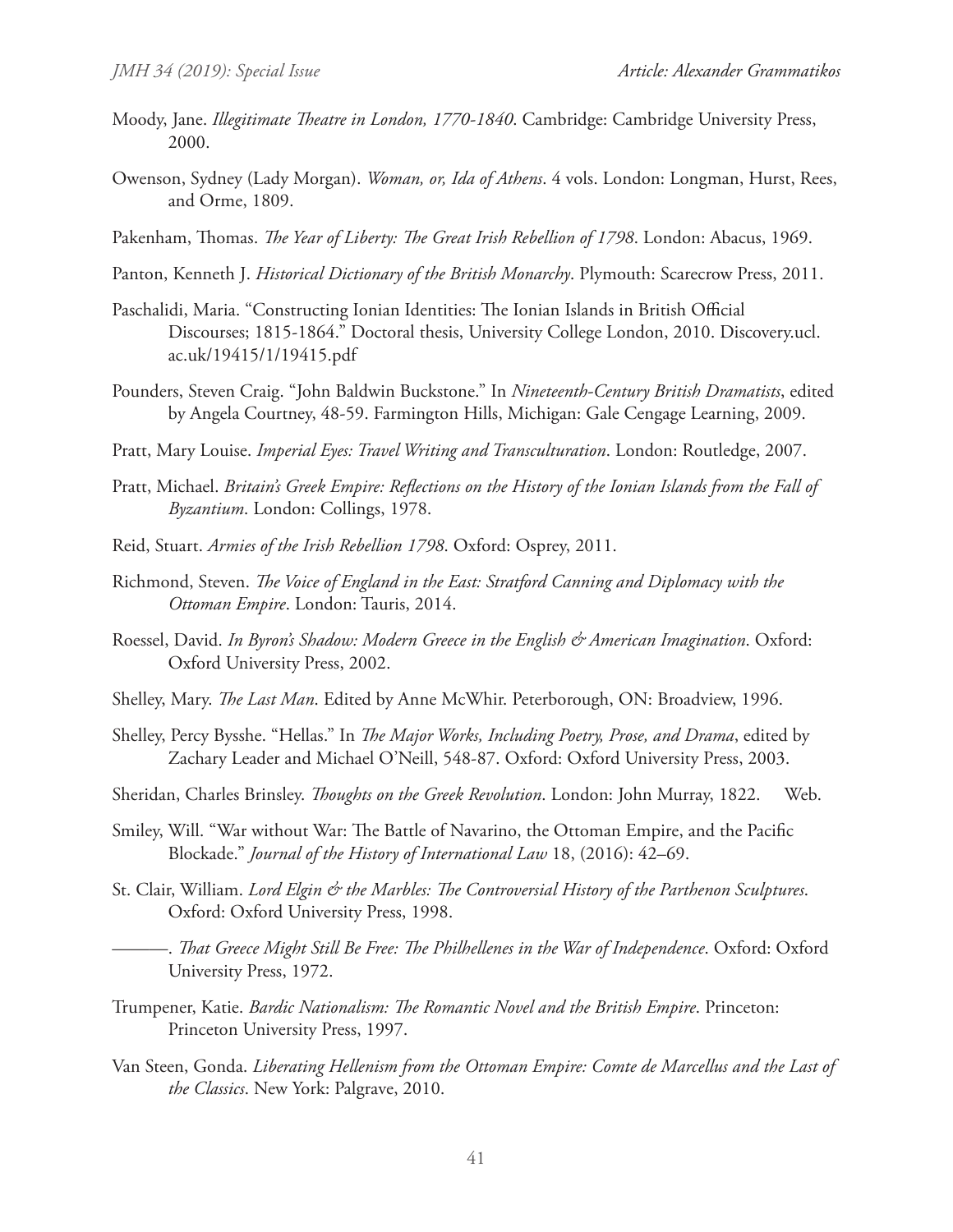Moody, Jane. *Illegitimate Theatre in London, 1770-1840*. Cambridge: Cambridge University Press, 2000.

Owenson, Sydney (Lady Morgan). *Woman, or, Ida of Athens*. 4 vols. London: Longman, Hurst, Rees, and Orme, 1809.

Pakenham, Thomas. *The Year of Liberty: The Great Irish Rebellion of 1798*. London: Abacus, 1969.

Panton, Kenneth J. *Historical Dictionary of the British Monarchy*. Plymouth: Scarecrow Press, 2011.

Paschalidi, Maria. "Constructing Ionian Identities: The Ionian Islands in British Official Discourses; 1815-1864." Doctoral thesis, University College London, 2010. Discovery.ucl.ac.uk/19415/1/19415.pdf

Pounders, Steven Craig. "John Baldwin Buckstone." In *Nineteenth-Century British Dramatists*, edited by Angela Courtney, 48-59. Farmington Hills, Michigan: Gale Cengage Learning, 2009.

Pratt, Mary Louise. *Imperial Eyes: Travel Writing and Transculturation*. London: Routledge, 2007.

Pratt, Michael. *Britain's Greek Empire: Reflections on the History of the Ionian Islands from the Fall of Byzantium*. London: Collings, 1978.

Reid, Stuart. *Armies of the Irish Rebellion 1798*. Oxford: Osprey, 2011.

Richmond, Steven. *The Voice of England in the East: Stratford Canning and Diplomacy with the Ottoman Empire*. London: Tauris, 2014.

Roessel, David. *In Byron's Shadow: Modern Greece in the English & American Imagination*. Oxford: Oxford University Press, 2002.

Shelley, Mary. *The Last Man*. Edited by Anne McWhir. Peterborough, ON: Broadview, 1996.

Shelley, Percy Bysshe. "Hellas." In *The Major Works, Including Poetry, Prose, and Drama*, edited by Zachary Leader and Michael O'Neill, 548-87. Oxford: Oxford University Press, 2003.

Sheridan, Charles Brinsley. *Thoughts on the Greek Revolution*. London: John Murray, 1822. Web.

Smiley, Will. "War without War: The Battle of Navarino, the Ottoman Empire, and the Pacific Blockade." *Journal of the History of International Law* 18, (2016): 42–69.

St. Clair, William. *Lord Elgin & the Marbles: The Controversial History of the Parthenon Sculptures*. Oxford: Oxford University Press, 1998.

———. *That Greece Might Still Be Free: The Philhellenes in the War of Independence*. Oxford: Oxford University Press, 1972.

Trumpener, Katie. *Bardic Nationalism: The Romantic Novel and the British Empire*. Princeton: Princeton University Press, 1997.

Van Steen, Gonda. *Liberating Hellenism from the Ottoman Empire: Comte de Marcellus and the Last of the Classics*. New York: Palgrave, 2010.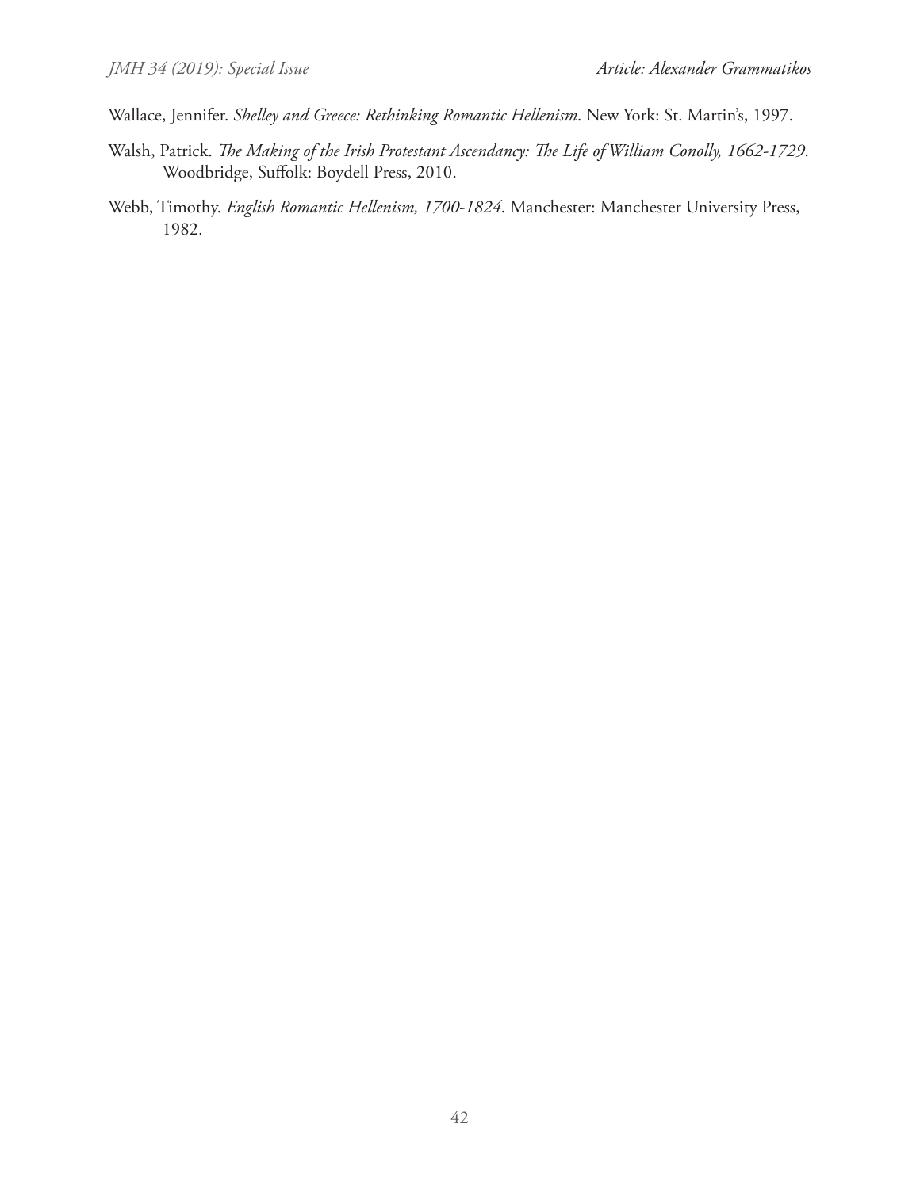Wallace, Jennifer. *Shelley and Greece: Rethinking Romantic Hellenism*. New York: St. Martin's, 1997.

Walsh, Patrick. *The Making of the Irish Protestant Ascendancy: The Life of William Conolly, 1662-1729*. Woodbridge, Suffolk: Boydell Press, 2010.

Webb, Timothy. *English Romantic Hellenism, 1700-1824*. Manchester: Manchester University Press, 1982.